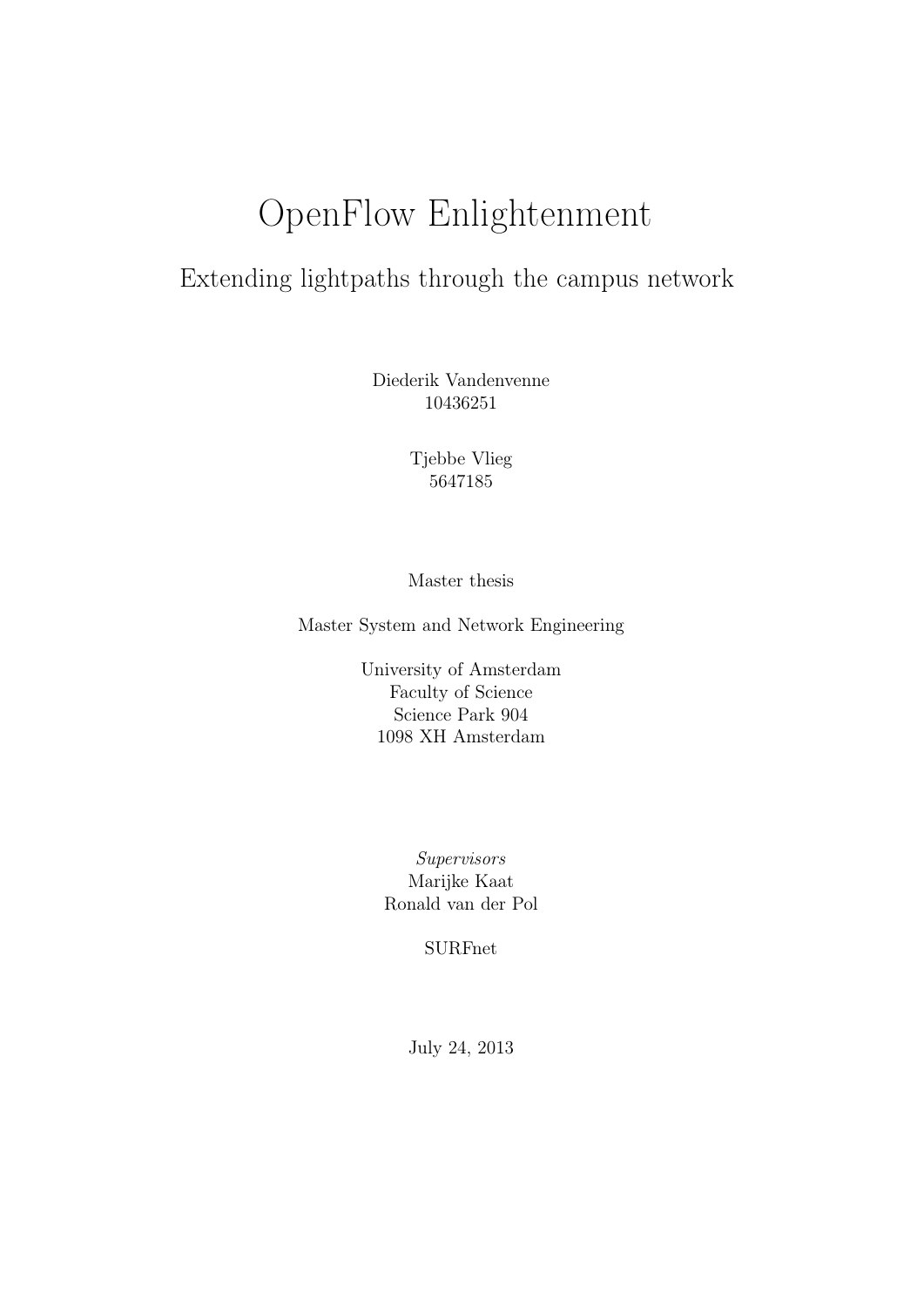# OpenFlow Enlightenment

## Extending lightpaths through the campus network

Diederik Vandenvenne
10436251

Tjebbe Vlieg
5647185

Master thesis

Master System and Network Engineering

University of Amsterdam
Faculty of Science
Science Park 904
1098 XH Amsterdam

*Supervisors*
Marijke Kaat
Ronald van der Pol

SURFnet

July 24, 2013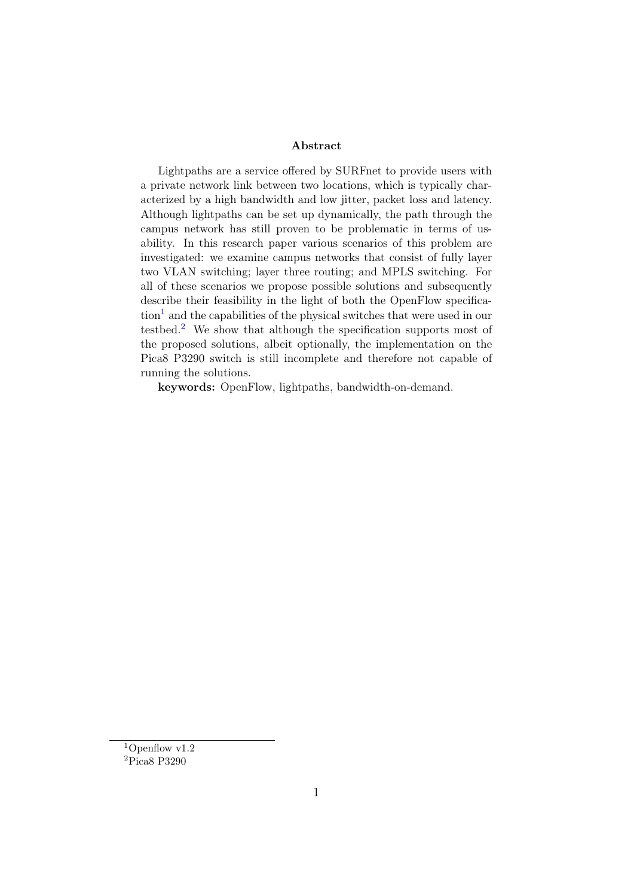## Abstract

Lightpaths are a service offered by SURFnet to provide users with a private network link between two locations, which is typically characterized by a high bandwidth and low jitter, packet loss and latency. Although lightpaths can be set up dynamically, the path through the campus network has still proven to be problematic in terms of usability. In this research paper various scenarios of this problem are investigated: we examine campus networks that consist of fully layer two VLAN switching; layer three routing; and MPLS switching. For all of these scenarios we propose possible solutions and subsequently describe their feasibility in the light of both the OpenFlow specification[1] and the capabilities of the physical switches that were used in our testbed.[2] We show that although the specification supports most of the proposed solutions, albeit optionally, the implementation on the Pica8 P3290 switch is still incomplete and therefore not capable of running the solutions.

**keywords:** OpenFlow, lightpaths, bandwidth-on-demand.

[1] Openflow v1.2

[2] Pica8 P3290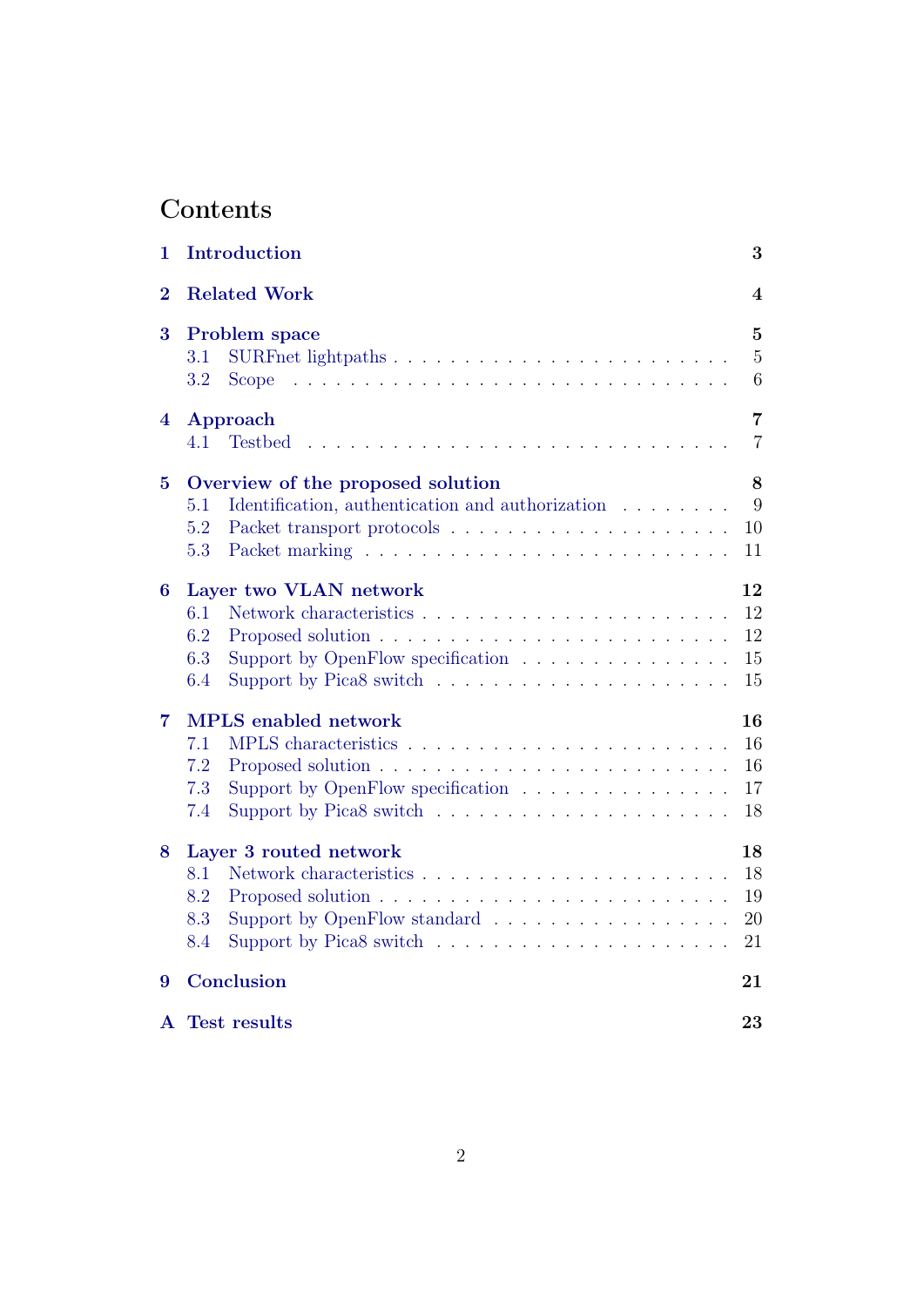# Contents

**1 Introduction** **3**

**2 Related Work** **4**

**3 Problem space** **5**
- 3.1 SURFnet lightpaths . . . . . . . . . . . . . . . . . . . . . . . 5
- 3.2 Scope . . . . . . . . . . . . . . . . . . . . . . . . . . . . . . 6

**4 Approach** **7**
- 4.1 Testbed . . . . . . . . . . . . . . . . . . . . . . . . . . . . . 7

**5 Overview of the proposed solution** **8**
- 5.1 Identification, authentication and authorization . . . . . . . . 9
- 5.2 Packet transport protocols . . . . . . . . . . . . . . . . . . . 10
- 5.3 Packet marking . . . . . . . . . . . . . . . . . . . . . . . . . 11

**6 Layer two VLAN network** **12**
- 6.1 Network characteristics . . . . . . . . . . . . . . . . . . . . . 12
- 6.2 Proposed solution . . . . . . . . . . . . . . . . . . . . . . . . 12
- 6.3 Support by OpenFlow specification . . . . . . . . . . . . . . 15
- 6.4 Support by Pica8 switch . . . . . . . . . . . . . . . . . . . . 15

**7 MPLS enabled network** **16**
- 7.1 MPLS characteristics . . . . . . . . . . . . . . . . . . . . . . 16
- 7.2 Proposed solution . . . . . . . . . . . . . . . . . . . . . . . . 16
- 7.3 Support by OpenFlow specification . . . . . . . . . . . . . . 17
- 7.4 Support by Pica8 switch . . . . . . . . . . . . . . . . . . . . 18

**8 Layer 3 routed network** **18**
- 8.1 Network characteristics . . . . . . . . . . . . . . . . . . . . . 18
- 8.2 Proposed solution . . . . . . . . . . . . . . . . . . . . . . . . 19
- 8.3 Support by OpenFlow standard . . . . . . . . . . . . . . . . 20
- 8.4 Support by Pica8 switch . . . . . . . . . . . . . . . . . . . . 21

**9 Conclusion** **21**

**A Test results** **23**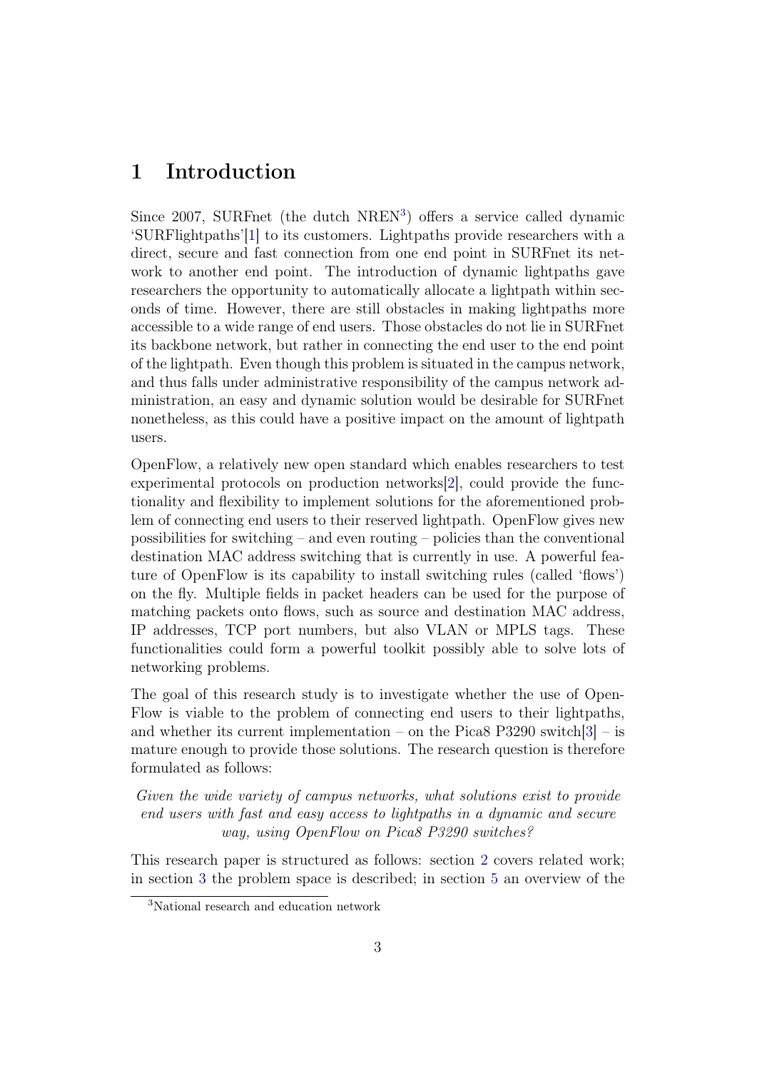# 1 Introduction

Since 2007, SURFnet (the dutch NREN[3]) offers a service called dynamic 'SURFlightpaths'[1] to its customers. Lightpaths provide researchers with a direct, secure and fast connection from one end point in SURFnet its network to another end point. The introduction of dynamic lightpaths gave researchers the opportunity to automatically allocate a lightpath within seconds of time. However, there are still obstacles in making lightpaths more accessible to a wide range of end users. Those obstacles do not lie in SURFnet its backbone network, but rather in connecting the end user to the end point of the lightpath. Even though this problem is situated in the campus network, and thus falls under administrative responsibility of the campus network administration, an easy and dynamic solution would be desirable for SURFnet nonetheless, as this could have a positive impact on the amount of lightpath users.

OpenFlow, a relatively new open standard which enables researchers to test experimental protocols on production networks[2], could provide the functionality and flexibility to implement solutions for the aforementioned problem of connecting end users to their reserved lightpath. OpenFlow gives new possibilities for switching – and even routing – policies than the conventional destination MAC address switching that is currently in use. A powerful feature of OpenFlow is its capability to install switching rules (called 'flows') on the fly. Multiple fields in packet headers can be used for the purpose of matching packets onto flows, such as source and destination MAC address, IP addresses, TCP port numbers, but also VLAN or MPLS tags. These functionalities could form a powerful toolkit possibly able to solve lots of networking problems.

The goal of this research study is to investigate whether the use of OpenFlow is viable to the problem of connecting end users to their lightpaths, and whether its current implementation – on the Pica8 P3290 switch[3] – is mature enough to provide those solutions. The research question is therefore formulated as follows:

*Given the wide variety of campus networks, what solutions exist to provide end users with fast and easy access to lightpaths in a dynamic and secure way, using OpenFlow on Pica8 P3290 switches?*

This research paper is structured as follows: section 2 covers related work; in section 3 the problem space is described; in section 5 an overview of the

[3] National research and education network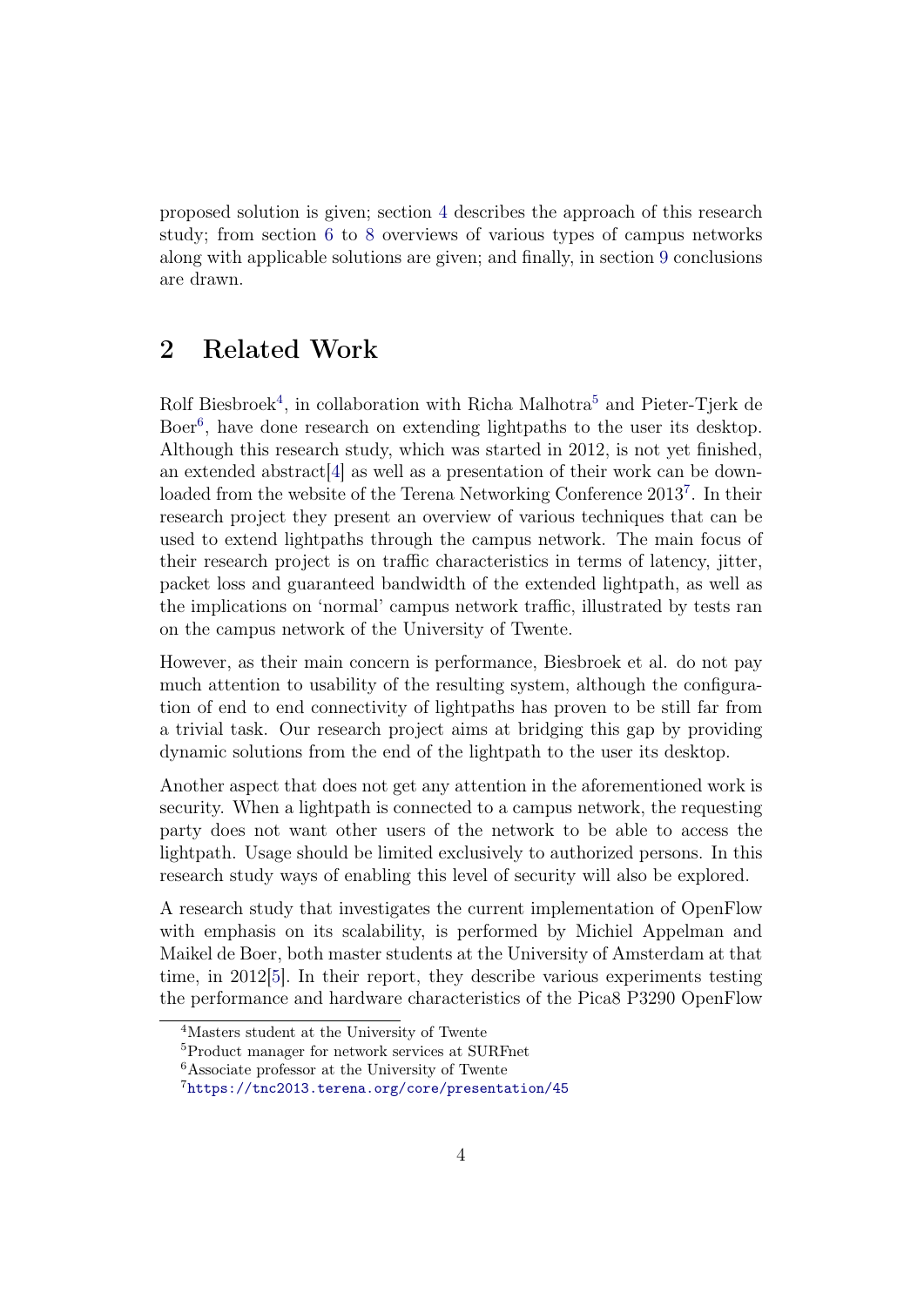proposed solution is given; section 4 describes the approach of this research study; from section 6 to 8 overviews of various types of campus networks along with applicable solutions are given; and finally, in section 9 conclusions are drawn.

## 2 Related Work

Rolf Biesbroek[4], in collaboration with Richa Malhotra[5] and Pieter-Tjerk de Boer[6], have done research on extending lightpaths to the user its desktop. Although this research study, which was started in 2012, is not yet finished, an extended abstract[4] as well as a presentation of their work can be downloaded from the website of the Terena Networking Conference 2013[7]. In their research project they present an overview of various techniques that can be used to extend lightpaths through the campus network. The main focus of their research project is on traffic characteristics in terms of latency, jitter, packet loss and guaranteed bandwidth of the extended lightpath, as well as the implications on 'normal' campus network traffic, illustrated by tests ran on the campus network of the University of Twente.

However, as their main concern is performance, Biesbroek et al. do not pay much attention to usability of the resulting system, although the configuration of end to end connectivity of lightpaths has proven to be still far from a trivial task. Our research project aims at bridging this gap by providing dynamic solutions from the end of the lightpath to the user its desktop.

Another aspect that does not get any attention in the aforementioned work is security. When a lightpath is connected to a campus network, the requesting party does not want other users of the network to be able to access the lightpath. Usage should be limited exclusively to authorized persons. In this research study ways of enabling this level of security will also be explored.

A research study that investigates the current implementation of OpenFlow with emphasis on its scalability, is performed by Michiel Appelman and Maikel de Boer, both master students at the University of Amsterdam at that time, in 2012[5]. In their report, they describe various experiments testing the performance and hardware characteristics of the Pica8 P3290 OpenFlow

[4] Masters student at the University of Twente

[5] Product manager for network services at SURFnet

[6] Associate professor at the University of Twente

[7] https://tnc2013.terena.org/core/presentation/45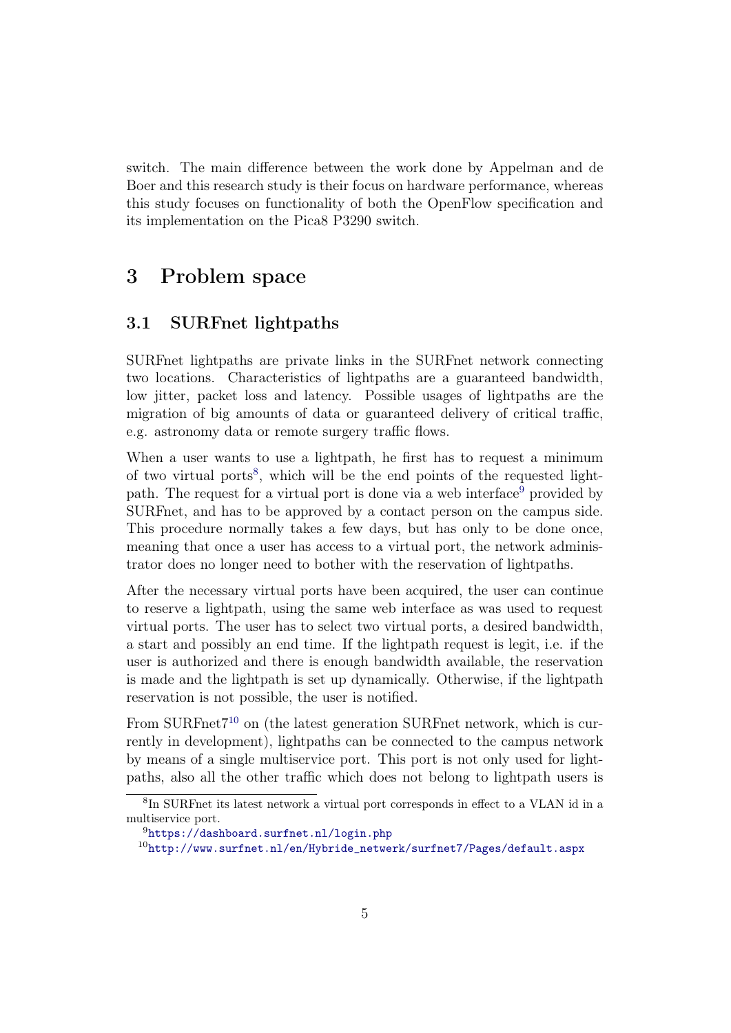switch. The main difference between the work done by Appelman and de Boer and this research study is their focus on hardware performance, whereas this study focuses on functionality of both the OpenFlow specification and its implementation on the Pica8 P3290 switch.

# 3 Problem space

## 3.1 SURFnet lightpaths

SURFnet lightpaths are private links in the SURFnet network connecting two locations. Characteristics of lightpaths are a guaranteed bandwidth, low jitter, packet loss and latency. Possible usages of lightpaths are the migration of big amounts of data or guaranteed delivery of critical traffic, e.g. astronomy data or remote surgery traffic flows.

When a user wants to use a lightpath, he first has to request a minimum of two virtual ports[8], which will be the end points of the requested lightpath. The request for a virtual port is done via a web interface[9] provided by SURFnet, and has to be approved by a contact person on the campus side. This procedure normally takes a few days, but has only to be done once, meaning that once a user has access to a virtual port, the network administrator does no longer need to bother with the reservation of lightpaths.

After the necessary virtual ports have been acquired, the user can continue to reserve a lightpath, using the same web interface as was used to request virtual ports. The user has to select two virtual ports, a desired bandwidth, a start and possibly an end time. If the lightpath request is legit, i.e. if the user is authorized and there is enough bandwidth available, the reservation is made and the lightpath is set up dynamically. Otherwise, if the lightpath reservation is not possible, the user is notified.

From SURFnet7[10] on (the latest generation SURFnet network, which is currently in development), lightpaths can be connected to the campus network by means of a single multiservice port. This port is not only used for lightpaths, also all the other traffic which does not belong to lightpath users is

[8] In SURFnet its latest network a virtual port corresponds in effect to a VLAN id in a multiservice port.

[9] https://dashboard.surfnet.nl/login.php

[10] http://www.surfnet.nl/en/Hybride_netwerk/surfnet7/Pages/default.aspx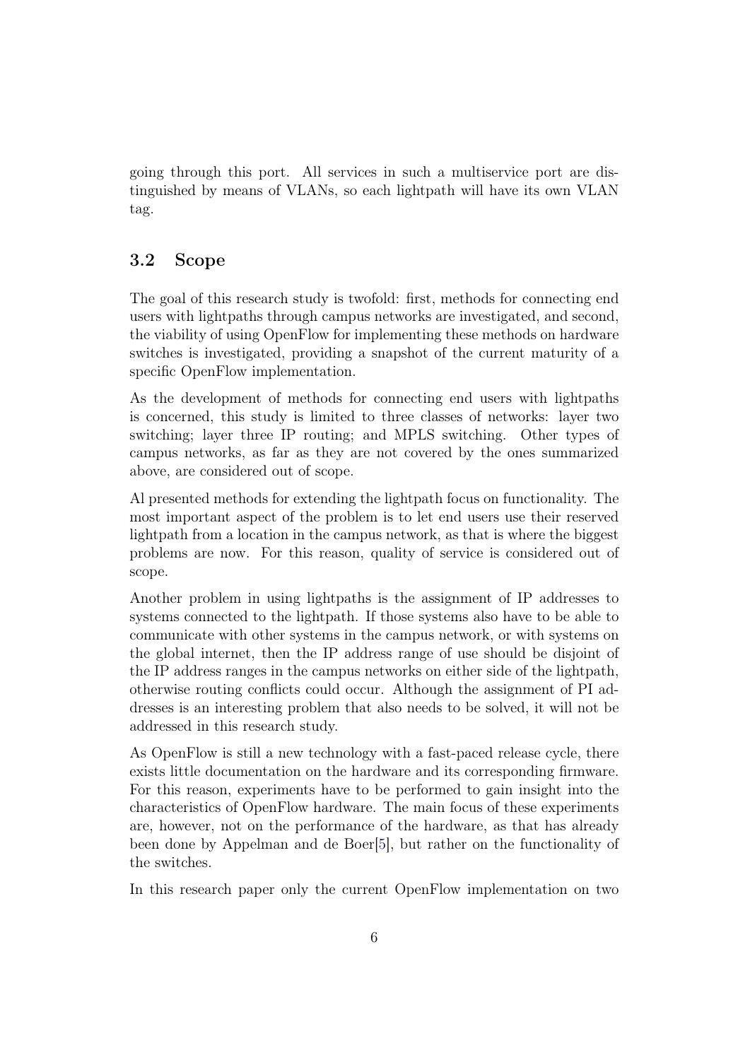going through this port. All services in such a multiservice port are distinguished by means of VLANs, so each lightpath will have its own VLAN tag.

## 3.2 Scope

The goal of this research study is twofold: first, methods for connecting end users with lightpaths through campus networks are investigated, and second, the viability of using OpenFlow for implementing these methods on hardware switches is investigated, providing a snapshot of the current maturity of a specific OpenFlow implementation.

As the development of methods for connecting end users with lightpaths is concerned, this study is limited to three classes of networks: layer two switching; layer three IP routing; and MPLS switching. Other types of campus networks, as far as they are not covered by the ones summarized above, are considered out of scope.

Al presented methods for extending the lightpath focus on functionality. The most important aspect of the problem is to let end users use their reserved lightpath from a location in the campus network, as that is where the biggest problems are now. For this reason, quality of service is considered out of scope.

Another problem in using lightpaths is the assignment of IP addresses to systems connected to the lightpath. If those systems also have to be able to communicate with other systems in the campus network, or with systems on the global internet, then the IP address range of use should be disjoint of the IP address ranges in the campus networks on either side of the lightpath, otherwise routing conflicts could occur. Although the assignment of PI addresses is an interesting problem that also needs to be solved, it will not be addressed in this research study.

As OpenFlow is still a new technology with a fast-paced release cycle, there exists little documentation on the hardware and its corresponding firmware. For this reason, experiments have to be performed to gain insight into the characteristics of OpenFlow hardware. The main focus of these experiments are, however, not on the performance of the hardware, as that has already been done by Appelman and de Boer[5], but rather on the functionality of the switches.

In this research paper only the current OpenFlow implementation on two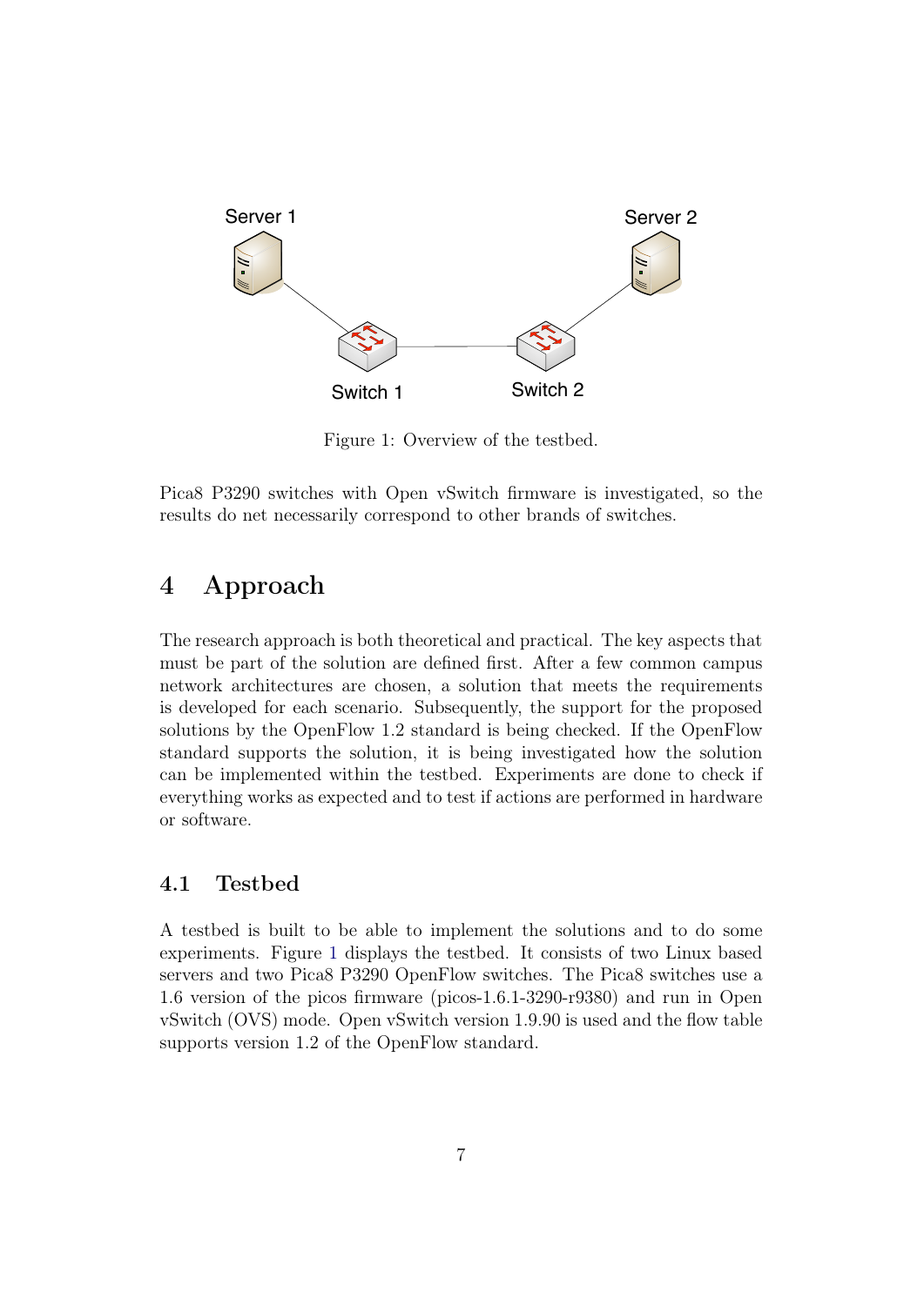Figure 1: Overview of the testbed.

Pica8 P3290 switches with Open vSwitch firmware is investigated, so the results do net necessarily correspond to other brands of switches.

# 4 Approach

The research approach is both theoretical and practical. The key aspects that must be part of the solution are defined first. After a few common campus network architectures are chosen, a solution that meets the requirements is developed for each scenario. Subsequently, the support for the proposed solutions by the OpenFlow 1.2 standard is being checked. If the OpenFlow standard supports the solution, it is being investigated how the solution can be implemented within the testbed. Experiments are done to check if everything works as expected and to test if actions are performed in hardware or software.

## 4.1 Testbed

A testbed is built to be able to implement the solutions and to do some experiments. Figure 1 displays the testbed. It consists of two Linux based servers and two Pica8 P3290 OpenFlow switches. The Pica8 switches use a 1.6 version of the picos firmware (picos-1.6.1-3290-r9380) and run in Open vSwitch (OVS) mode. Open vSwitch version 1.9.90 is used and the flow table supports version 1.2 of the OpenFlow standard.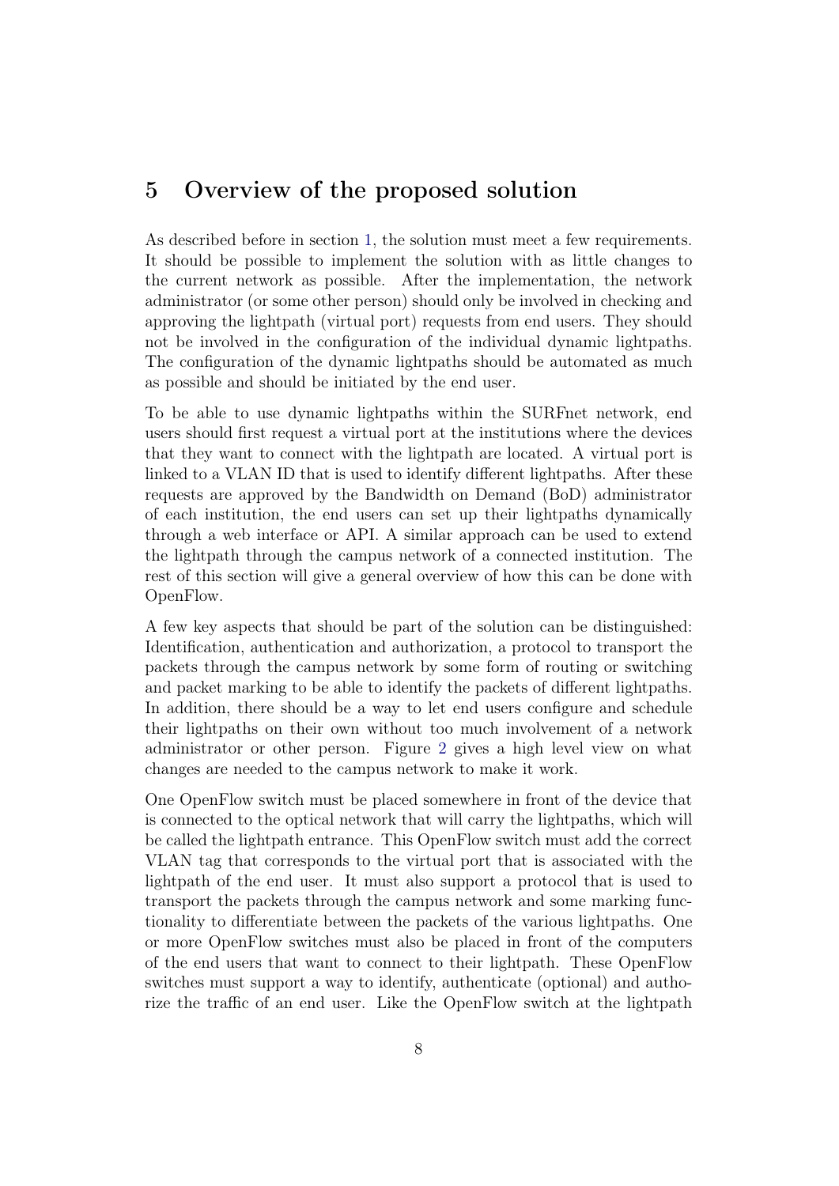# 5 Overview of the proposed solution

As described before in section 1, the solution must meet a few requirements. It should be possible to implement the solution with as little changes to the current network as possible. After the implementation, the network administrator (or some other person) should only be involved in checking and approving the lightpath (virtual port) requests from end users. They should not be involved in the configuration of the individual dynamic lightpaths. The configuration of the dynamic lightpaths should be automated as much as possible and should be initiated by the end user.

To be able to use dynamic lightpaths within the SURFnet network, end users should first request a virtual port at the institutions where the devices that they want to connect with the lightpath are located. A virtual port is linked to a VLAN ID that is used to identify different lightpaths. After these requests are approved by the Bandwidth on Demand (BoD) administrator of each institution, the end users can set up their lightpaths dynamically through a web interface or API. A similar approach can be used to extend the lightpath through the campus network of a connected institution. The rest of this section will give a general overview of how this can be done with OpenFlow.

A few key aspects that should be part of the solution can be distinguished: Identification, authentication and authorization, a protocol to transport the packets through the campus network by some form of routing or switching and packet marking to be able to identify the packets of different lightpaths. In addition, there should be a way to let end users configure and schedule their lightpaths on their own without too much involvement of a network administrator or other person. Figure 2 gives a high level view on what changes are needed to the campus network to make it work.

One OpenFlow switch must be placed somewhere in front of the device that is connected to the optical network that will carry the lightpaths, which will be called the lightpath entrance. This OpenFlow switch must add the correct VLAN tag that corresponds to the virtual port that is associated with the lightpath of the end user. It must also support a protocol that is used to transport the packets through the campus network and some marking functionality to differentiate between the packets of the various lightpaths. One or more OpenFlow switches must also be placed in front of the computers of the end users that want to connect to their lightpath. These OpenFlow switches must support a way to identify, authenticate (optional) and authorize the traffic of an end user. Like the OpenFlow switch at the lightpath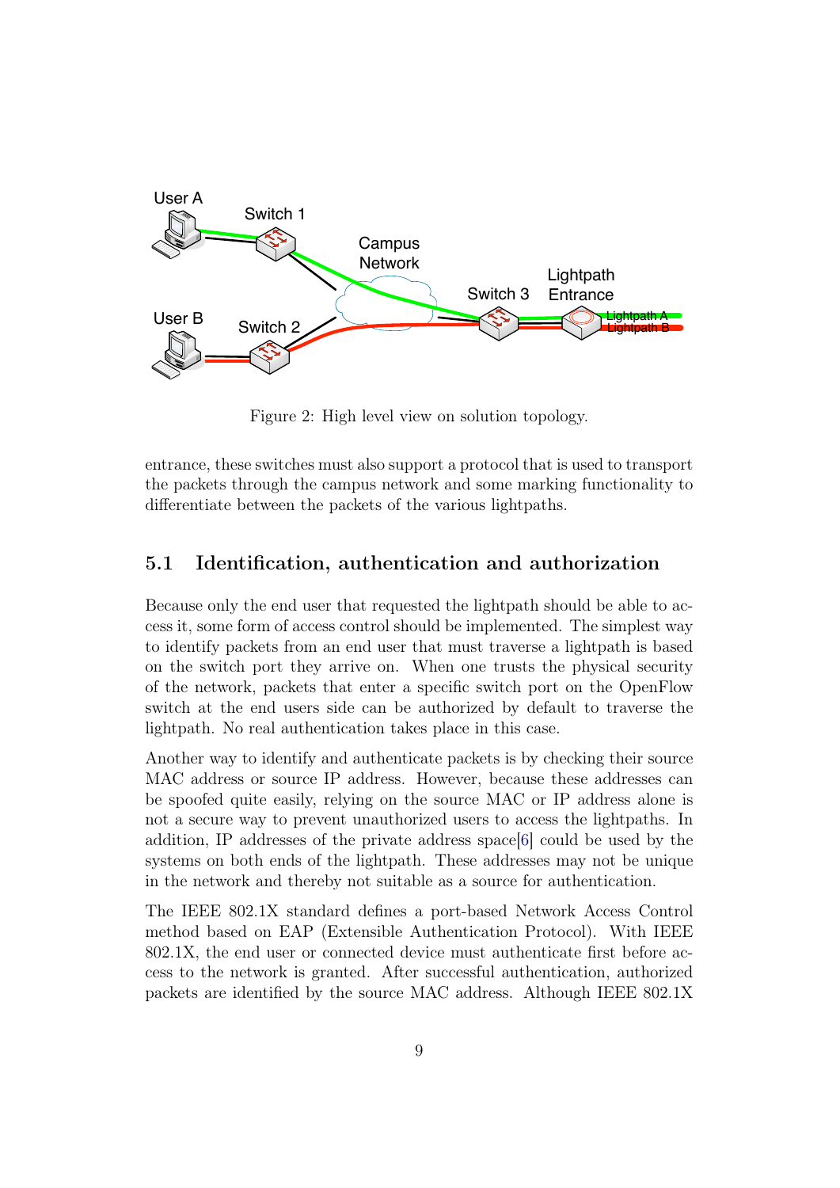Figure 2: High level view on solution topology.

entrance, these switches must also support a protocol that is used to transport the packets through the campus network and some marking functionality to differentiate between the packets of the various lightpaths.

## 5.1 Identification, authentication and authorization

Because only the end user that requested the lightpath should be able to access it, some form of access control should be implemented. The simplest way to identify packets from an end user that must traverse a lightpath is based on the switch port they arrive on. When one trusts the physical security of the network, packets that enter a specific switch port on the OpenFlow switch at the end users side can be authorized by default to traverse the lightpath. No real authentication takes place in this case.

Another way to identify and authenticate packets is by checking their source MAC address or source IP address. However, because these addresses can be spoofed quite easily, relying on the source MAC or IP address alone is not a secure way to prevent unauthorized users to access the lightpaths. In addition, IP addresses of the private address space[6] could be used by the systems on both ends of the lightpath. These addresses may not be unique in the network and thereby not suitable as a source for authentication.

The IEEE 802.1X standard defines a port-based Network Access Control method based on EAP (Extensible Authentication Protocol). With IEEE 802.1X, the end user or connected device must authenticate first before access to the network is granted. After successful authentication, authorized packets are identified by the source MAC address. Although IEEE 802.1X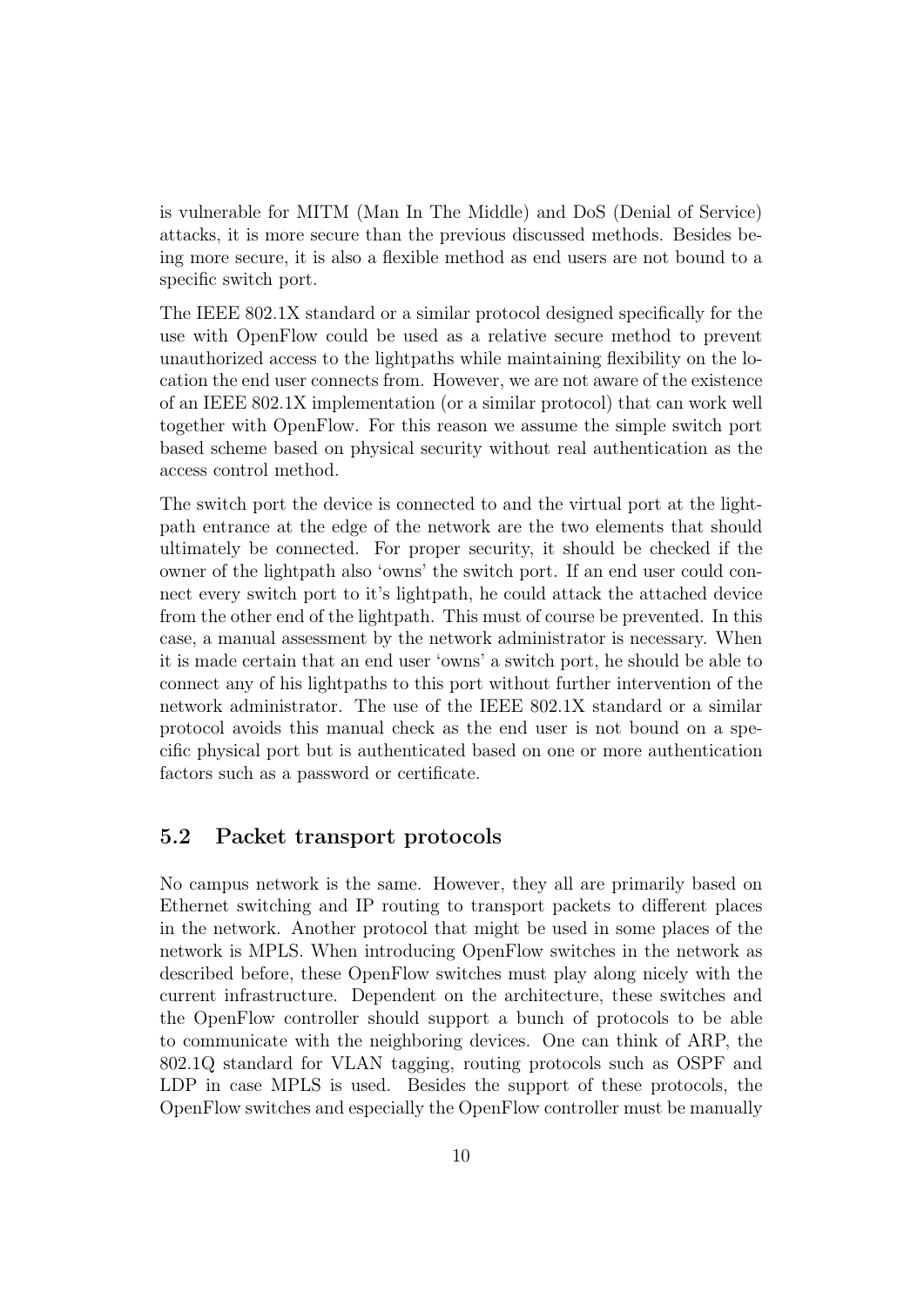is vulnerable for MITM (Man In The Middle) and DoS (Denial of Service) attacks, it is more secure than the previous discussed methods. Besides being more secure, it is also a flexible method as end users are not bound to a specific switch port.

The IEEE 802.1X standard or a similar protocol designed specifically for the use with OpenFlow could be used as a relative secure method to prevent unauthorized access to the lightpaths while maintaining flexibility on the location the end user connects from. However, we are not aware of the existence of an IEEE 802.1X implementation (or a similar protocol) that can work well together with OpenFlow. For this reason we assume the simple switch port based scheme based on physical security without real authentication as the access control method.

The switch port the device is connected to and the virtual port at the lightpath entrance at the edge of the network are the two elements that should ultimately be connected. For proper security, it should be checked if the owner of the lightpath also 'owns' the switch port. If an end user could connect every switch port to it's lightpath, he could attack the attached device from the other end of the lightpath. This must of course be prevented. In this case, a manual assessment by the network administrator is necessary. When it is made certain that an end user 'owns' a switch port, he should be able to connect any of his lightpaths to this port without further intervention of the network administrator. The use of the IEEE 802.1X standard or a similar protocol avoids this manual check as the end user is not bound on a specific physical port but is authenticated based on one or more authentication factors such as a password or certificate.

## 5.2 Packet transport protocols

No campus network is the same. However, they all are primarily based on Ethernet switching and IP routing to transport packets to different places in the network. Another protocol that might be used in some places of the network is MPLS. When introducing OpenFlow switches in the network as described before, these OpenFlow switches must play along nicely with the current infrastructure. Dependent on the architecture, these switches and the OpenFlow controller should support a bunch of protocols to be able to communicate with the neighboring devices. One can think of ARP, the 802.1Q standard for VLAN tagging, routing protocols such as OSPF and LDP in case MPLS is used. Besides the support of these protocols, the OpenFlow switches and especially the OpenFlow controller must be manually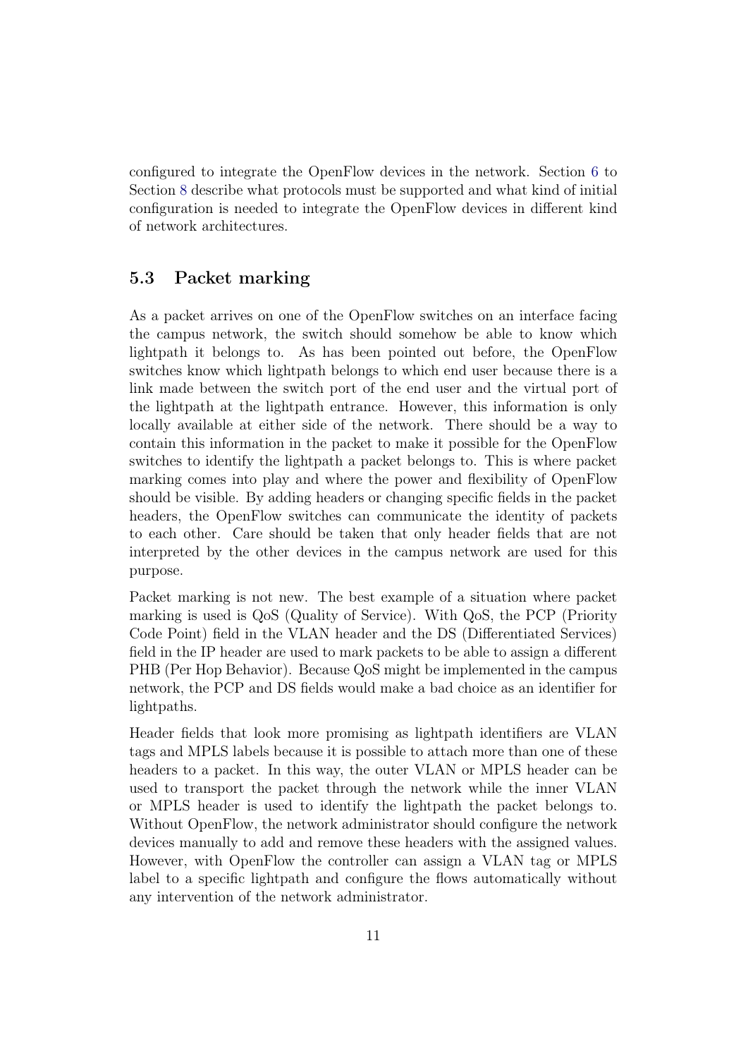configured to integrate the OpenFlow devices in the network. Section 6 to Section 8 describe what protocols must be supported and what kind of initial configuration is needed to integrate the OpenFlow devices in different kind of network architectures.

### 5.3 Packet marking

As a packet arrives on one of the OpenFlow switches on an interface facing the campus network, the switch should somehow be able to know which lightpath it belongs to. As has been pointed out before, the OpenFlow switches know which lightpath belongs to which end user because there is a link made between the switch port of the end user and the virtual port of the lightpath at the lightpath entrance. However, this information is only locally available at either side of the network. There should be a way to contain this information in the packet to make it possible for the OpenFlow switches to identify the lightpath a packet belongs to. This is where packet marking comes into play and where the power and flexibility of OpenFlow should be visible. By adding headers or changing specific fields in the packet headers, the OpenFlow switches can communicate the identity of packets to each other. Care should be taken that only header fields that are not interpreted by the other devices in the campus network are used for this purpose.

Packet marking is not new. The best example of a situation where packet marking is used is QoS (Quality of Service). With QoS, the PCP (Priority Code Point) field in the VLAN header and the DS (Differentiated Services) field in the IP header are used to mark packets to be able to assign a different PHB (Per Hop Behavior). Because QoS might be implemented in the campus network, the PCP and DS fields would make a bad choice as an identifier for lightpaths.

Header fields that look more promising as lightpath identifiers are VLAN tags and MPLS labels because it is possible to attach more than one of these headers to a packet. In this way, the outer VLAN or MPLS header can be used to transport the packet through the network while the inner VLAN or MPLS header is used to identify the lightpath the packet belongs to. Without OpenFlow, the network administrator should configure the network devices manually to add and remove these headers with the assigned values. However, with OpenFlow the controller can assign a VLAN tag or MPLS label to a specific lightpath and configure the flows automatically without any intervention of the network administrator.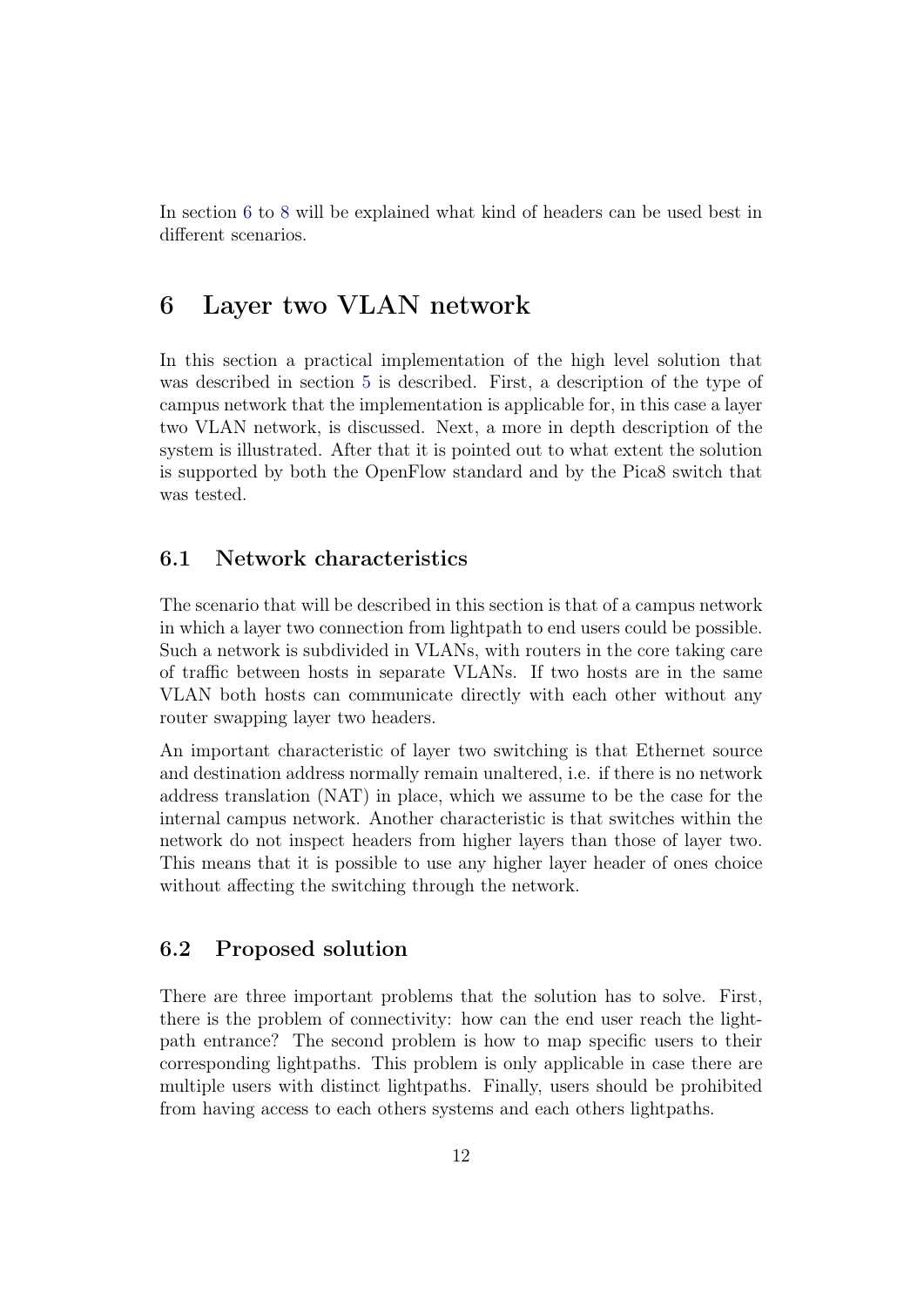In section 6 to 8 will be explained what kind of headers can be used best in different scenarios.

# 6 Layer two VLAN network

In this section a practical implementation of the high level solution that was described in section 5 is described. First, a description of the type of campus network that the implementation is applicable for, in this case a layer two VLAN network, is discussed. Next, a more in depth description of the system is illustrated. After that it is pointed out to what extent the solution is supported by both the OpenFlow standard and by the Pica8 switch that was tested.

## 6.1 Network characteristics

The scenario that will be described in this section is that of a campus network in which a layer two connection from lightpath to end users could be possible. Such a network is subdivided in VLANs, with routers in the core taking care of traffic between hosts in separate VLANs. If two hosts are in the same VLAN both hosts can communicate directly with each other without any router swapping layer two headers.

An important characteristic of layer two switching is that Ethernet source and destination address normally remain unaltered, i.e. if there is no network address translation (NAT) in place, which we assume to be the case for the internal campus network. Another characteristic is that switches within the network do not inspect headers from higher layers than those of layer two. This means that it is possible to use any higher layer header of ones choice without affecting the switching through the network.

## 6.2 Proposed solution

There are three important problems that the solution has to solve. First, there is the problem of connectivity: how can the end user reach the lightpath entrance? The second problem is how to map specific users to their corresponding lightpaths. This problem is only applicable in case there are multiple users with distinct lightpaths. Finally, users should be prohibited from having access to each others systems and each others lightpaths.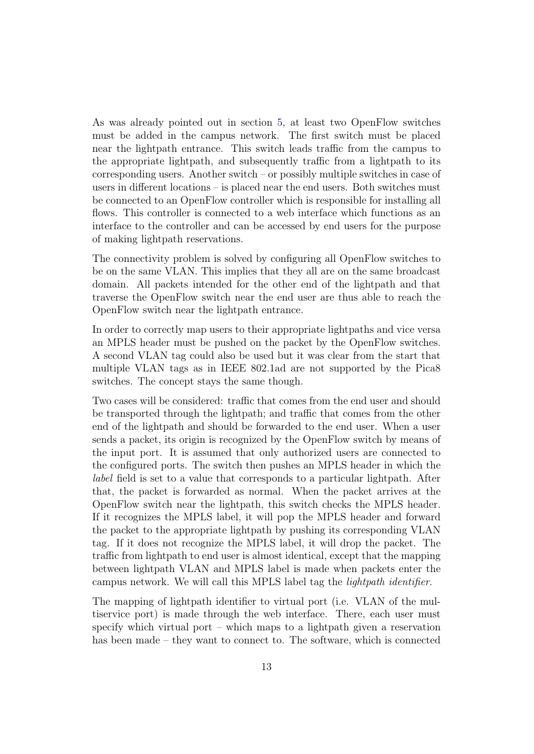As was already pointed out in section 5, at least two OpenFlow switches must be added in the campus network. The first switch must be placed near the lightpath entrance. This switch leads traffic from the campus to the appropriate lightpath, and subsequently traffic from a lightpath to its corresponding users. Another switch – or possibly multiple switches in case of users in different locations – is placed near the end users. Both switches must be connected to an OpenFlow controller which is responsible for installing all flows. This controller is connected to a web interface which functions as an interface to the controller and can be accessed by end users for the purpose of making lightpath reservations.

The connectivity problem is solved by configuring all OpenFlow switches to be on the same VLAN. This implies that they all are on the same broadcast domain. All packets intended for the other end of the lightpath and that traverse the OpenFlow switch near the end user are thus able to reach the OpenFlow switch near the lightpath entrance.

In order to correctly map users to their appropriate lightpaths and vice versa an MPLS header must be pushed on the packet by the OpenFlow switches. A second VLAN tag could also be used but it was clear from the start that multiple VLAN tags as in IEEE 802.1ad are not supported by the Pica8 switches. The concept stays the same though.

Two cases will be considered: traffic that comes from the end user and should be transported through the lightpath; and traffic that comes from the other end of the lightpath and should be forwarded to the end user. When a user sends a packet, its origin is recognized by the OpenFlow switch by means of the input port. It is assumed that only authorized users are connected to the configured ports. The switch then pushes an MPLS header in which the *label* field is set to a value that corresponds to a particular lightpath. After that, the packet is forwarded as normal. When the packet arrives at the OpenFlow switch near the lightpath, this switch checks the MPLS header. If it recognizes the MPLS label, it will pop the MPLS header and forward the packet to the appropriate lightpath by pushing its corresponding VLAN tag. If it does not recognize the MPLS label, it will drop the packet. The traffic from lightpath to end user is almost identical, except that the mapping between lightpath VLAN and MPLS label is made when packets enter the campus network. We will call this MPLS label tag the *lightpath identifier*.

The mapping of lightpath identifier to virtual port (i.e. VLAN of the multiservice port) is made through the web interface. There, each user must specify which virtual port – which maps to a lightpath given a reservation has been made – they want to connect to. The software, which is connected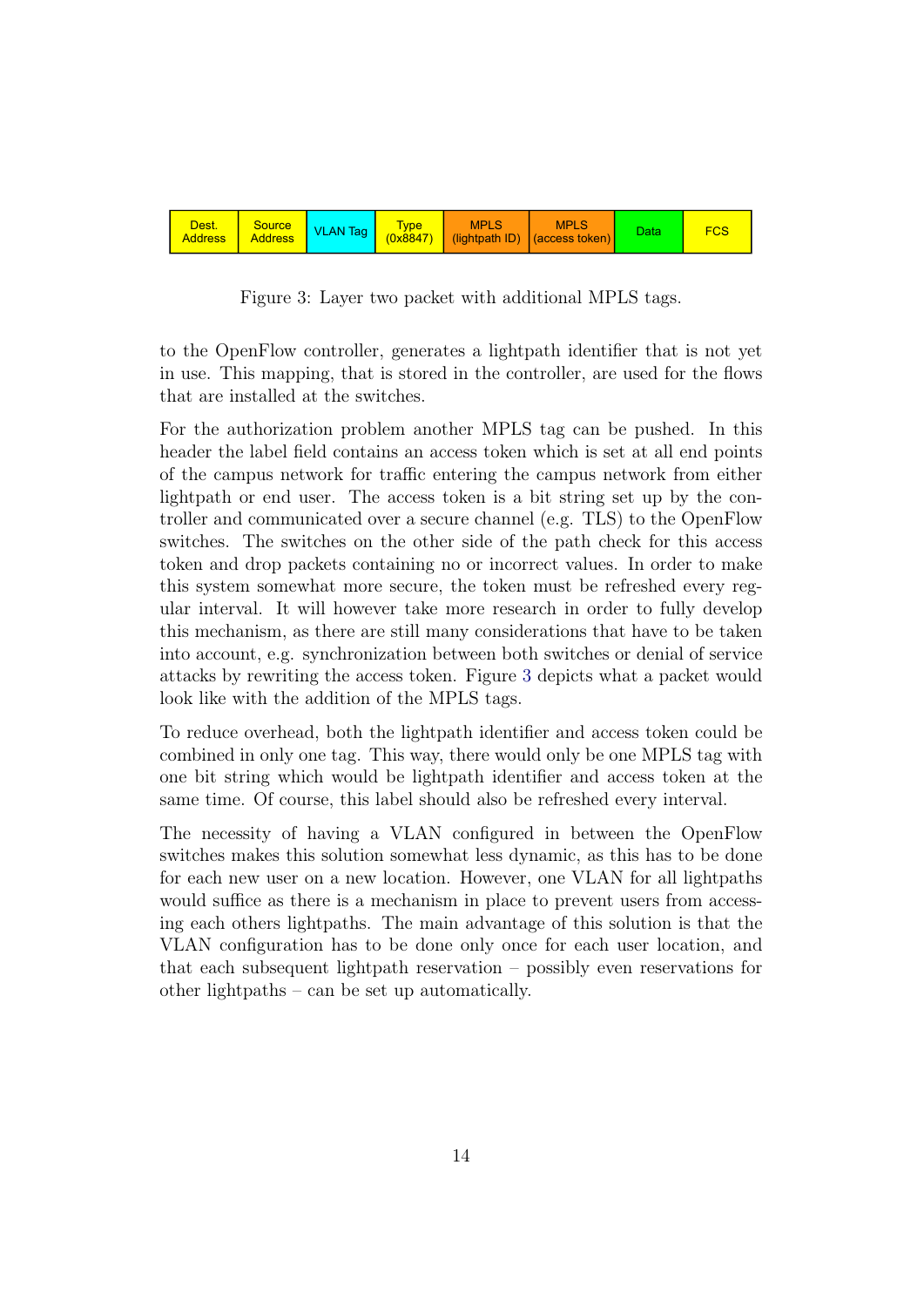| Dest. Address | Source Address | VLAN Tag | Type (0x8847) | MPLS (lightpath ID) | MPLS (access token) | Data | FCS |
|---|---|---|---|---|---|---|---|

Figure 3: Layer two packet with additional MPLS tags.

to the OpenFlow controller, generates a lightpath identifier that is not yet in use. This mapping, that is stored in the controller, are used for the flows that are installed at the switches.

For the authorization problem another MPLS tag can be pushed. In this header the label field contains an access token which is set at all end points of the campus network for traffic entering the campus network from either lightpath or end user. The access token is a bit string set up by the controller and communicated over a secure channel (e.g. TLS) to the OpenFlow switches. The switches on the other side of the path check for this access token and drop packets containing no or incorrect values. In order to make this system somewhat more secure, the token must be refreshed every regular interval. It will however take more research in order to fully develop this mechanism, as there are still many considerations that have to be taken into account, e.g. synchronization between both switches or denial of service attacks by rewriting the access token. Figure 3 depicts what a packet would look like with the addition of the MPLS tags.

To reduce overhead, both the lightpath identifier and access token could be combined in only one tag. This way, there would only be one MPLS tag with one bit string which would be lightpath identifier and access token at the same time. Of course, this label should also be refreshed every interval.

The necessity of having a VLAN configured in between the OpenFlow switches makes this solution somewhat less dynamic, as this has to be done for each new user on a new location. However, one VLAN for all lightpaths would suffice as there is a mechanism in place to prevent users from accessing each others lightpaths. The main advantage of this solution is that the VLAN configuration has to be done only once for each user location, and that each subsequent lightpath reservation – possibly even reservations for other lightpaths – can be set up automatically.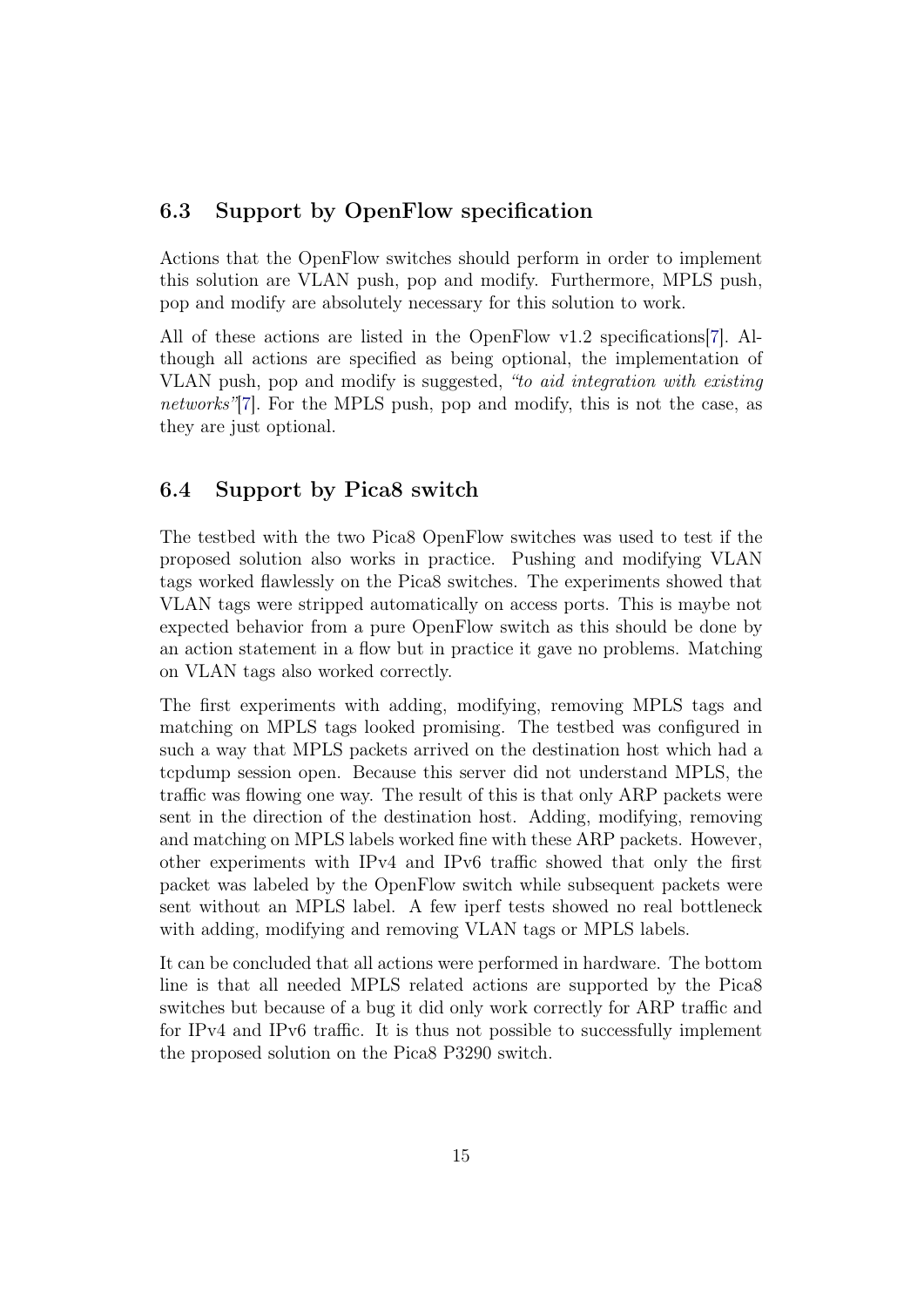## 6.3 Support by OpenFlow specification

Actions that the OpenFlow switches should perform in order to implement this solution are VLAN push, pop and modify. Furthermore, MPLS push, pop and modify are absolutely necessary for this solution to work.

All of these actions are listed in the OpenFlow v1.2 specifications[7]. Although all actions are specified as being optional, the implementation of VLAN push, pop and modify is suggested, *"to aid integration with existing networks"*[7]. For the MPLS push, pop and modify, this is not the case, as they are just optional.

## 6.4 Support by Pica8 switch

The testbed with the two Pica8 OpenFlow switches was used to test if the proposed solution also works in practice. Pushing and modifying VLAN tags worked flawlessly on the Pica8 switches. The experiments showed that VLAN tags were stripped automatically on access ports. This is maybe not expected behavior from a pure OpenFlow switch as this should be done by an action statement in a flow but in practice it gave no problems. Matching on VLAN tags also worked correctly.

The first experiments with adding, modifying, removing MPLS tags and matching on MPLS tags looked promising. The testbed was configured in such a way that MPLS packets arrived on the destination host which had a tcpdump session open. Because this server did not understand MPLS, the traffic was flowing one way. The result of this is that only ARP packets were sent in the direction of the destination host. Adding, modifying, removing and matching on MPLS labels worked fine with these ARP packets. However, other experiments with IPv4 and IPv6 traffic showed that only the first packet was labeled by the OpenFlow switch while subsequent packets were sent without an MPLS label. A few iperf tests showed no real bottleneck with adding, modifying and removing VLAN tags or MPLS labels.

It can be concluded that all actions were performed in hardware. The bottom line is that all needed MPLS related actions are supported by the Pica8 switches but because of a bug it did only work correctly for ARP traffic and for IPv4 and IPv6 traffic. It is thus not possible to successfully implement the proposed solution on the Pica8 P3290 switch.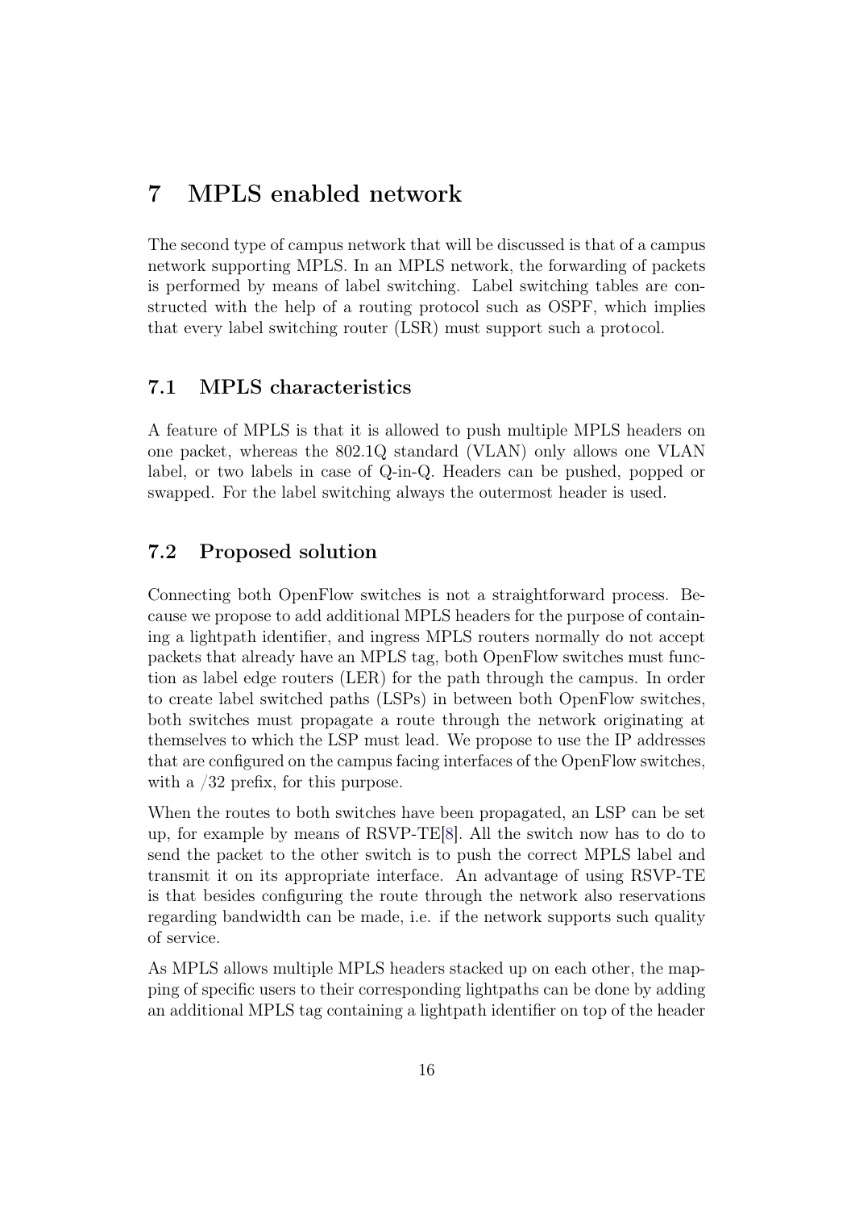# 7 MPLS enabled network

The second type of campus network that will be discussed is that of a campus network supporting MPLS. In an MPLS network, the forwarding of packets is performed by means of label switching. Label switching tables are constructed with the help of a routing protocol such as OSPF, which implies that every label switching router (LSR) must support such a protocol.

## 7.1 MPLS characteristics

A feature of MPLS is that it is allowed to push multiple MPLS headers on one packet, whereas the 802.1Q standard (VLAN) only allows one VLAN label, or two labels in case of Q-in-Q. Headers can be pushed, popped or swapped. For the label switching always the outermost header is used.

## 7.2 Proposed solution

Connecting both OpenFlow switches is not a straightforward process. Because we propose to add additional MPLS headers for the purpose of containing a lightpath identifier, and ingress MPLS routers normally do not accept packets that already have an MPLS tag, both OpenFlow switches must function as label edge routers (LER) for the path through the campus. In order to create label switched paths (LSPs) in between both OpenFlow switches, both switches must propagate a route through the network originating at themselves to which the LSP must lead. We propose to use the IP addresses that are configured on the campus facing interfaces of the OpenFlow switches, with a /32 prefix, for this purpose.

When the routes to both switches have been propagated, an LSP can be set up, for example by means of RSVP-TE[8]. All the switch now has to do to send the packet to the other switch is to push the correct MPLS label and transmit it on its appropriate interface. An advantage of using RSVP-TE is that besides configuring the route through the network also reservations regarding bandwidth can be made, i.e. if the network supports such quality of service.

As MPLS allows multiple MPLS headers stacked up on each other, the mapping of specific users to their corresponding lightpaths can be done by adding an additional MPLS tag containing a lightpath identifier on top of the header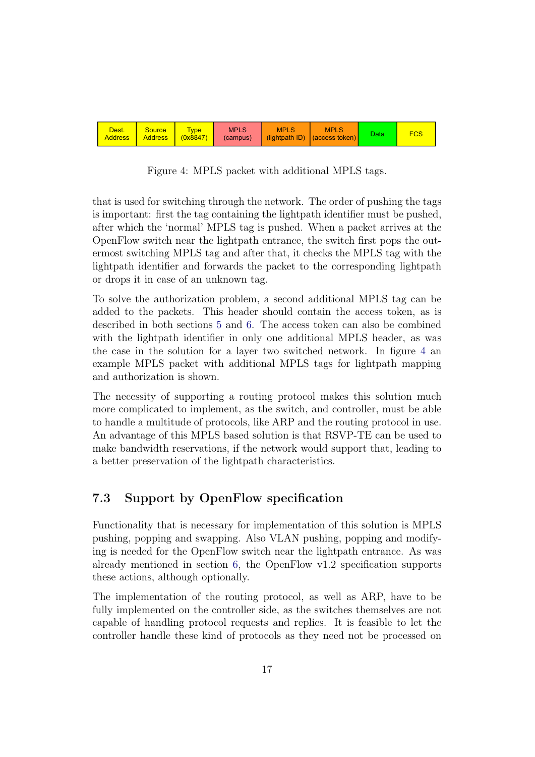| Dest. Address | Source Address | Type (0x8847) | MPLS (campus) | MPLS (lightpath ID) | MPLS (access token) | Data | FCS |
|---|---|---|---|---|---|---|---|

Figure 4: MPLS packet with additional MPLS tags.

that is used for switching through the network. The order of pushing the tags is important: first the tag containing the lightpath identifier must be pushed, after which the 'normal' MPLS tag is pushed. When a packet arrives at the OpenFlow switch near the lightpath entrance, the switch first pops the outermost switching MPLS tag and after that, it checks the MPLS tag with the lightpath identifier and forwards the packet to the corresponding lightpath or drops it in case of an unknown tag.

To solve the authorization problem, a second additional MPLS tag can be added to the packets. This header should contain the access token, as is described in both sections 5 and 6. The access token can also be combined with the lightpath identifier in only one additional MPLS header, as was the case in the solution for a layer two switched network. In figure 4 an example MPLS packet with additional MPLS tags for lightpath mapping and authorization is shown.

The necessity of supporting a routing protocol makes this solution much more complicated to implement, as the switch, and controller, must be able to handle a multitude of protocols, like ARP and the routing protocol in use. An advantage of this MPLS based solution is that RSVP-TE can be used to make bandwidth reservations, if the network would support that, leading to a better preservation of the lightpath characteristics.

## 7.3 Support by OpenFlow specification

Functionality that is necessary for implementation of this solution is MPLS pushing, popping and swapping. Also VLAN pushing, popping and modifying is needed for the OpenFlow switch near the lightpath entrance. As was already mentioned in section 6, the OpenFlow v1.2 specification supports these actions, although optionally.

The implementation of the routing protocol, as well as ARP, have to be fully implemented on the controller side, as the switches themselves are not capable of handling protocol requests and replies. It is feasible to let the controller handle these kind of protocols as they need not be processed on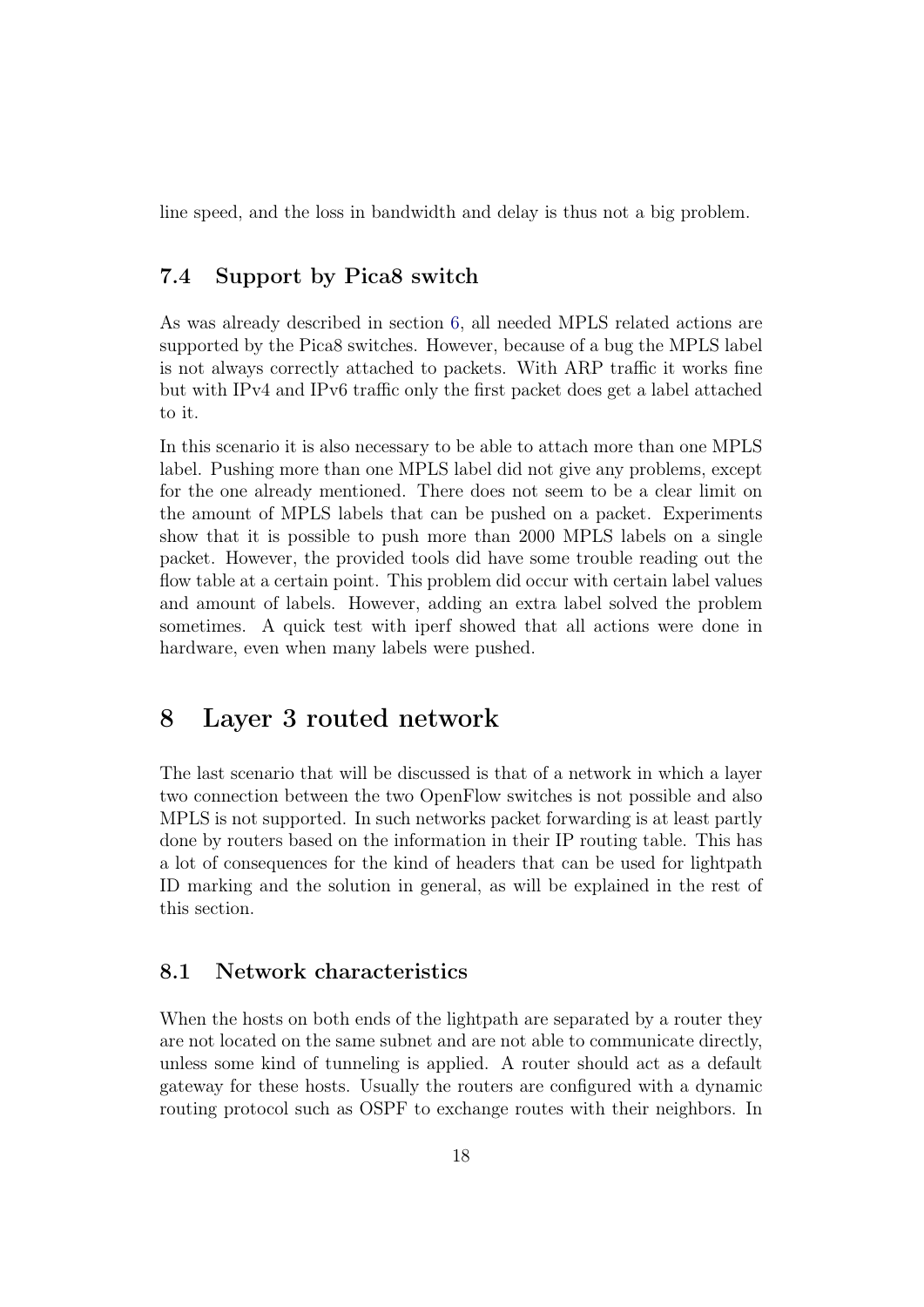line speed, and the loss in bandwidth and delay is thus not a big problem.

### 7.4 Support by Pica8 switch

As was already described in section 6, all needed MPLS related actions are supported by the Pica8 switches. However, because of a bug the MPLS label is not always correctly attached to packets. With ARP traffic it works fine but with IPv4 and IPv6 traffic only the first packet does get a label attached to it.

In this scenario it is also necessary to be able to attach more than one MPLS label. Pushing more than one MPLS label did not give any problems, except for the one already mentioned. There does not seem to be a clear limit on the amount of MPLS labels that can be pushed on a packet. Experiments show that it is possible to push more than 2000 MPLS labels on a single packet. However, the provided tools did have some trouble reading out the flow table at a certain point. This problem did occur with certain label values and amount of labels. However, adding an extra label solved the problem sometimes. A quick test with iperf showed that all actions were done in hardware, even when many labels were pushed.

## 8 Layer 3 routed network

The last scenario that will be discussed is that of a network in which a layer two connection between the two OpenFlow switches is not possible and also MPLS is not supported. In such networks packet forwarding is at least partly done by routers based on the information in their IP routing table. This has a lot of consequences for the kind of headers that can be used for lightpath ID marking and the solution in general, as will be explained in the rest of this section.

### 8.1 Network characteristics

When the hosts on both ends of the lightpath are separated by a router they are not located on the same subnet and are not able to communicate directly, unless some kind of tunneling is applied. A router should act as a default gateway for these hosts. Usually the routers are configured with a dynamic routing protocol such as OSPF to exchange routes with their neighbors. In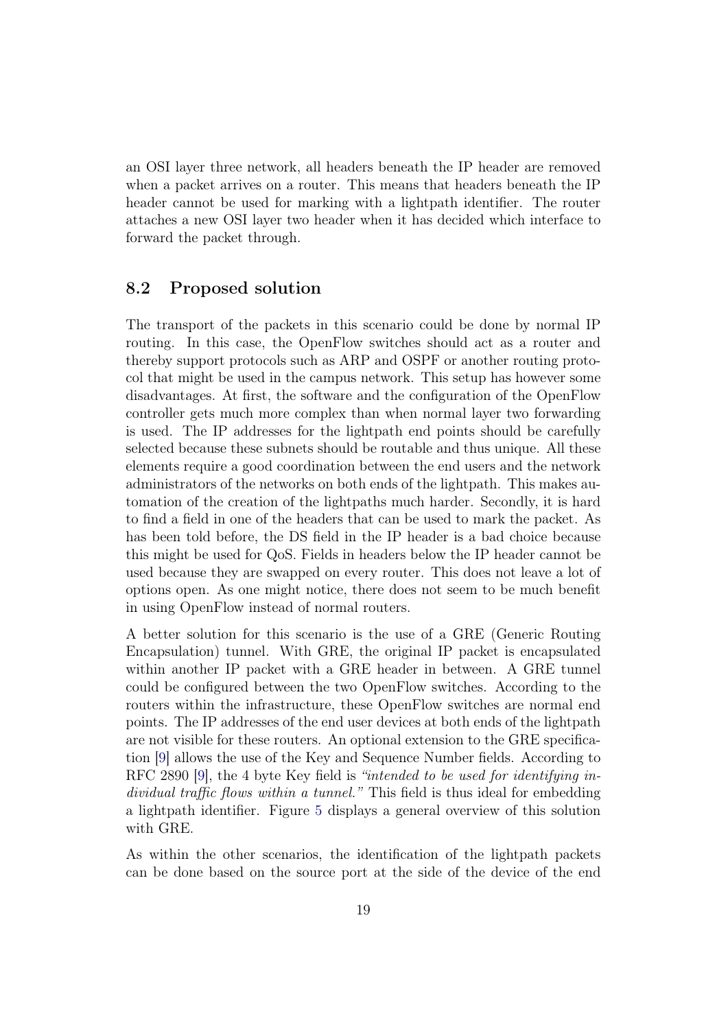an OSI layer three network, all headers beneath the IP header are removed when a packet arrives on a router. This means that headers beneath the IP header cannot be used for marking with a lightpath identifier. The router attaches a new OSI layer two header when it has decided which interface to forward the packet through.

## 8.2 Proposed solution

The transport of the packets in this scenario could be done by normal IP routing. In this case, the OpenFlow switches should act as a router and thereby support protocols such as ARP and OSPF or another routing protocol that might be used in the campus network. This setup has however some disadvantages. At first, the software and the configuration of the OpenFlow controller gets much more complex than when normal layer two forwarding is used. The IP addresses for the lightpath end points should be carefully selected because these subnets should be routable and thus unique. All these elements require a good coordination between the end users and the network administrators of the networks on both ends of the lightpath. This makes automation of the creation of the lightpaths much harder. Secondly, it is hard to find a field in one of the headers that can be used to mark the packet. As has been told before, the DS field in the IP header is a bad choice because this might be used for QoS. Fields in headers below the IP header cannot be used because they are swapped on every router. This does not leave a lot of options open. As one might notice, there does not seem to be much benefit in using OpenFlow instead of normal routers.

A better solution for this scenario is the use of a GRE (Generic Routing Encapsulation) tunnel. With GRE, the original IP packet is encapsulated within another IP packet with a GRE header in between. A GRE tunnel could be configured between the two OpenFlow switches. According to the routers within the infrastructure, these OpenFlow switches are normal end points. The IP addresses of the end user devices at both ends of the lightpath are not visible for these routers. An optional extension to the GRE specification [9] allows the use of the Key and Sequence Number fields. According to RFC 2890 [9], the 4 byte Key field is *"intended to be used for identifying individual traffic flows within a tunnel."* This field is thus ideal for embedding a lightpath identifier. Figure 5 displays a general overview of this solution with GRE.

As within the other scenarios, the identification of the lightpath packets can be done based on the source port at the side of the device of the end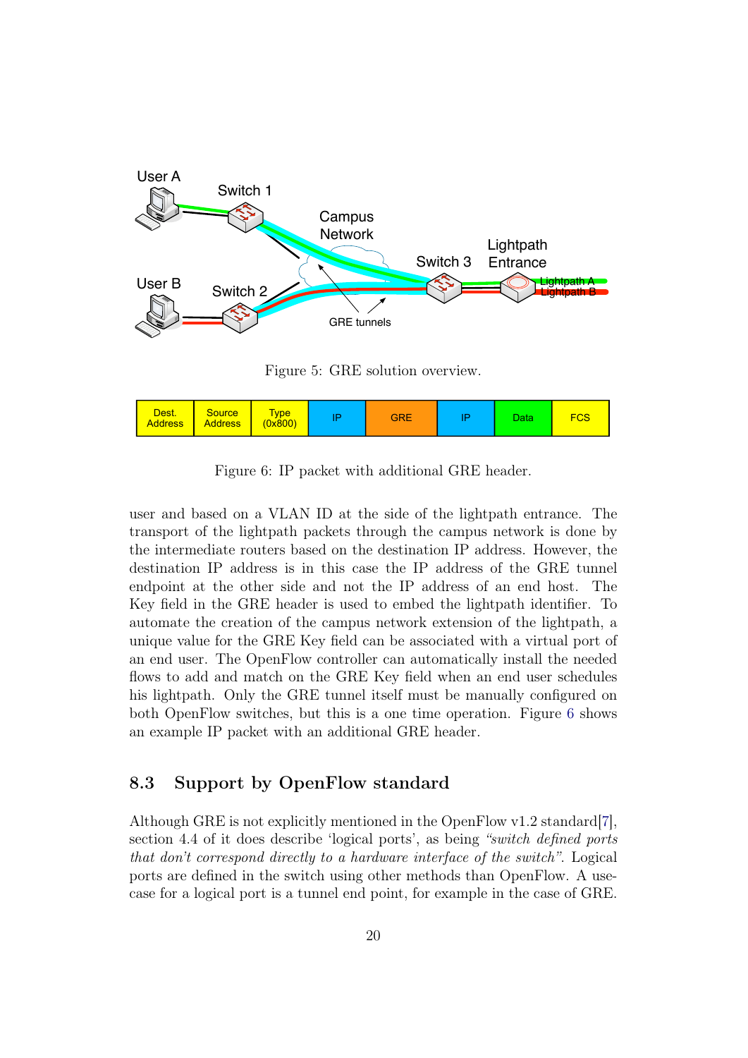Figure 5: GRE solution overview.

| Dest. Address | Source Address | Type (0x800) | IP | GRE | IP | Data | FCS |
|---|---|---|---|---|---|---|---|

Figure 6: IP packet with additional GRE header.

user and based on a VLAN ID at the side of the lightpath entrance. The transport of the lightpath packets through the campus network is done by the intermediate routers based on the destination IP address. However, the destination IP address is in this case the IP address of the GRE tunnel endpoint at the other side and not the IP address of an end host. The Key field in the GRE header is used to embed the lightpath identifier. To automate the creation of the campus network extension of the lightpath, a unique value for the GRE Key field can be associated with a virtual port of an end user. The OpenFlow controller can automatically install the needed flows to add and match on the GRE Key field when an end user schedules his lightpath. Only the GRE tunnel itself must be manually configured on both OpenFlow switches, but this is a one time operation. Figure 6 shows an example IP packet with an additional GRE header.

## 8.3 Support by OpenFlow standard

Although GRE is not explicitly mentioned in the OpenFlow v1.2 standard[7], section 4.4 of it does describe 'logical ports', as being *"switch defined ports that don't correspond directly to a hardware interface of the switch"*. Logical ports are defined in the switch using other methods than OpenFlow. A use-case for a logical port is a tunnel end point, for example in the case of GRE.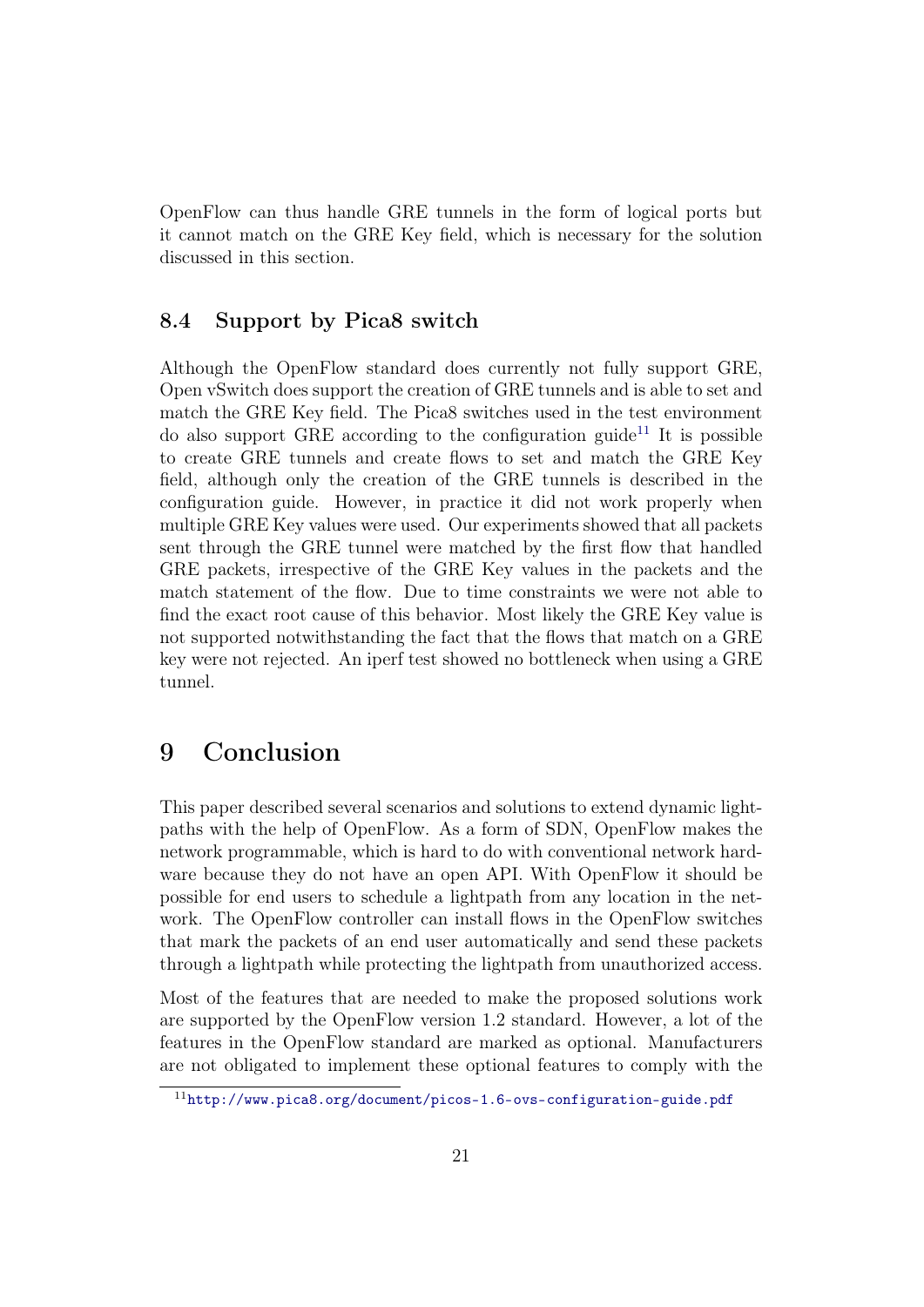OpenFlow can thus handle GRE tunnels in the form of logical ports but it cannot match on the GRE Key field, which is necessary for the solution discussed in this section.

### 8.4 Support by Pica8 switch

Although the OpenFlow standard does currently not fully support GRE, Open vSwitch does support the creation of GRE tunnels and is able to set and match the GRE Key field. The Pica8 switches used in the test environment do also support GRE according to the configuration guide[11] It is possible to create GRE tunnels and create flows to set and match the GRE Key field, although only the creation of the GRE tunnels is described in the configuration guide. However, in practice it did not work properly when multiple GRE Key values were used. Our experiments showed that all packets sent through the GRE tunnel were matched by the first flow that handled GRE packets, irrespective of the GRE Key values in the packets and the match statement of the flow. Due to time constraints we were not able to find the exact root cause of this behavior. Most likely the GRE Key value is not supported notwithstanding the fact that the flows that match on a GRE key were not rejected. An iperf test showed no bottleneck when using a GRE tunnel.

## 9 Conclusion

This paper described several scenarios and solutions to extend dynamic lightpaths with the help of OpenFlow. As a form of SDN, OpenFlow makes the network programmable, which is hard to do with conventional network hardware because they do not have an open API. With OpenFlow it should be possible for end users to schedule a lightpath from any location in the network. The OpenFlow controller can install flows in the OpenFlow switches that mark the packets of an end user automatically and send these packets through a lightpath while protecting the lightpath from unauthorized access.

Most of the features that are needed to make the proposed solutions work are supported by the OpenFlow version 1.2 standard. However, a lot of the features in the OpenFlow standard are marked as optional. Manufacturers are not obligated to implement these optional features to comply with the

[11] http://www.pica8.org/document/picos-1.6-ovs-configuration-guide.pdf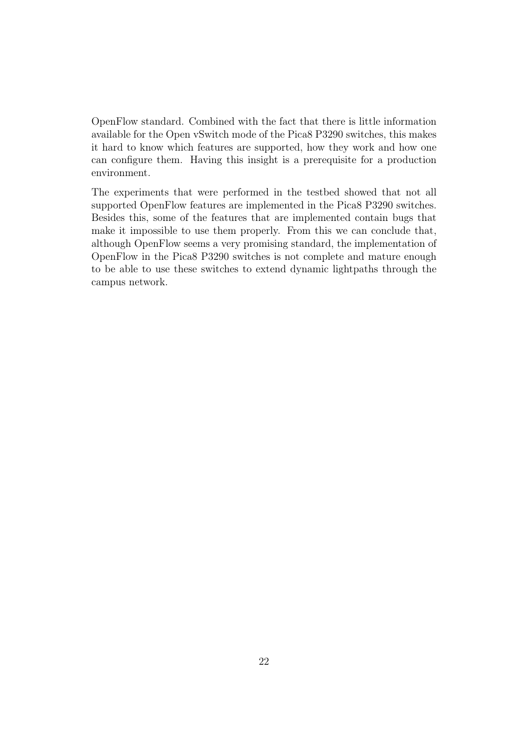OpenFlow standard. Combined with the fact that there is little information available for the Open vSwitch mode of the Pica8 P3290 switches, this makes it hard to know which features are supported, how they work and how one can configure them. Having this insight is a prerequisite for a production environment.

The experiments that were performed in the testbed showed that not all supported OpenFlow features are implemented in the Pica8 P3290 switches. Besides this, some of the features that are implemented contain bugs that make it impossible to use them properly. From this we can conclude that, although OpenFlow seems a very promising standard, the implementation of OpenFlow in the Pica8 P3290 switches is not complete and mature enough to be able to use these switches to extend dynamic lightpaths through the campus network.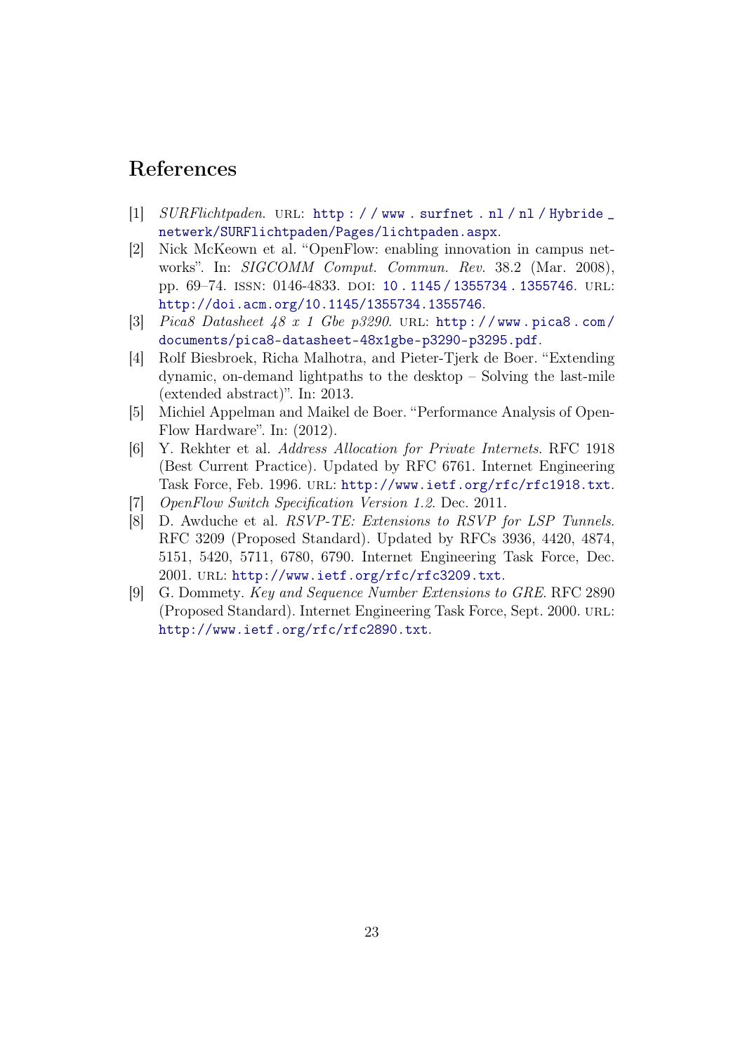# References

[1] *SURFlichtpaden*. URL: http://www.surfnet.nl/nl/Hybride_netwerk/SURFlichtpaden/Pages/lichtpaden.aspx.

[2] Nick McKeown et al. "OpenFlow: enabling innovation in campus networks". In: *SIGCOMM Comput. Commun. Rev.* 38.2 (Mar. 2008), pp. 69–74. ISSN: 0146-4833. DOI: 10.1145/1355734.1355746. URL: http://doi.acm.org/10.1145/1355734.1355746.

[3] *Pica8 Datasheet 48 x 1 Gbe p3290*. URL: http://www.pica8.com/documents/pica8-datasheet-48x1gbe-p3290-p3295.pdf.

[4] Rolf Biesbroek, Richa Malhotra, and Pieter-Tjerk de Boer. "Extending dynamic, on-demand lightpaths to the desktop – Solving the last-mile (extended abstract)". In: 2013.

[5] Michiel Appelman and Maikel de Boer. "Performance Analysis of OpenFlow Hardware". In: (2012).

[6] Y. Rekhter et al. *Address Allocation for Private Internets*. RFC 1918 (Best Current Practice). Updated by RFC 6761. Internet Engineering Task Force, Feb. 1996. URL: http://www.ietf.org/rfc/rfc1918.txt.

[7] *OpenFlow Switch Specification Version 1.2*. Dec. 2011.

[8] D. Awduche et al. *RSVP-TE: Extensions to RSVP for LSP Tunnels*. RFC 3209 (Proposed Standard). Updated by RFCs 3936, 4420, 4874, 5151, 5420, 5711, 6780, 6790. Internet Engineering Task Force, Dec. 2001. URL: http://www.ietf.org/rfc/rfc3209.txt.

[9] G. Dommety. *Key and Sequence Number Extensions to GRE*. RFC 2890 (Proposed Standard). Internet Engineering Task Force, Sept. 2000. URL: http://www.ietf.org/rfc/rfc2890.txt.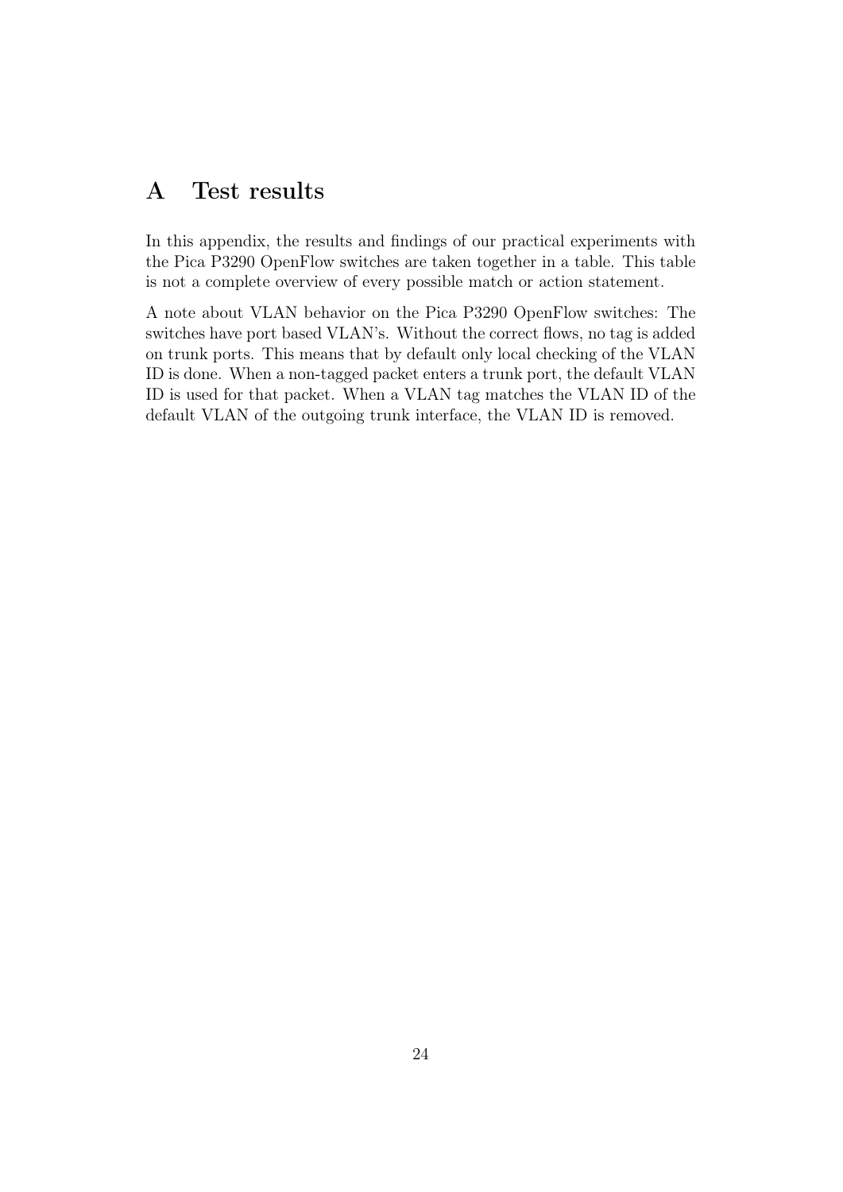# A Test results

In this appendix, the results and findings of our practical experiments with the Pica P3290 OpenFlow switches are taken together in a table. This table is not a complete overview of every possible match or action statement.

A note about VLAN behavior on the Pica P3290 OpenFlow switches: The switches have port based VLAN's. Without the correct flows, no tag is added on trunk ports. This means that by default only local checking of the VLAN ID is done. When a non-tagged packet enters a trunk port, the default VLAN ID is used for that packet. When a VLAN tag matches the VLAN ID of the default VLAN of the outgoing trunk interface, the VLAN ID is removed.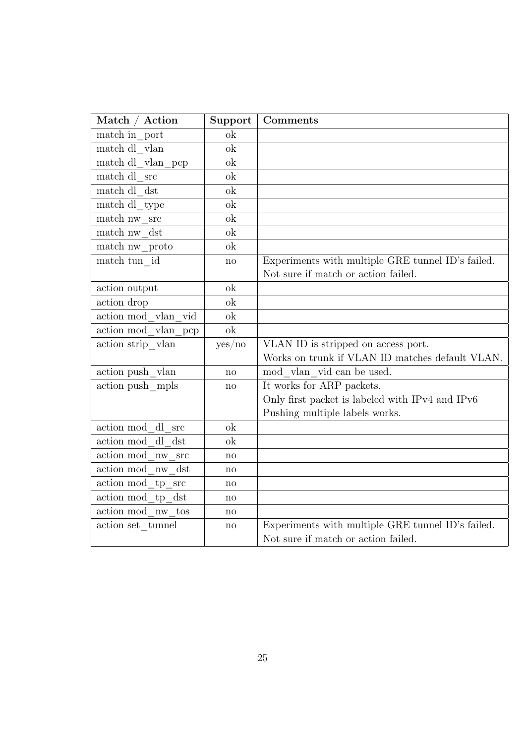| **Match / Action** | **Support** | **Comments** |
|---|---|---|
| match in_port | ok | |
| match dl_vlan | ok | |
| match dl_vlan_pcp | ok | |
| match dl_src | ok | |
| match dl_dst | ok | |
| match dl_type | ok | |
| match nw_src | ok | |
| match nw_dst | ok | |
| match nw_proto | ok | |
| match tun_id | no | Experiments with multiple GRE tunnel ID's failed. Not sure if match or action failed. |
| action output | ok | |
| action drop | ok | |
| action mod_vlan_vid | ok | |
| action mod_vlan_pcp | ok | |
| action strip_vlan | yes/no | VLAN ID is stripped on access port. Works on trunk if VLAN ID matches default VLAN. |
| action push_vlan | no | mod_vlan_vid can be used. |
| action push_mpls | no | It works for ARP packets. Only first packet is labeled with IPv4 and IPv6 Pushing multiple labels works. |
| action mod_dl_src | ok | |
| action mod_dl_dst | ok | |
| action mod_nw_src | no | |
| action mod_nw_dst | no | |
| action mod_tp_src | no | |
| action mod_tp_dst | no | |
| action mod_nw_tos | no | |
| action set_tunnel | no | Experiments with multiple GRE tunnel ID's failed. Not sure if match or action failed. |